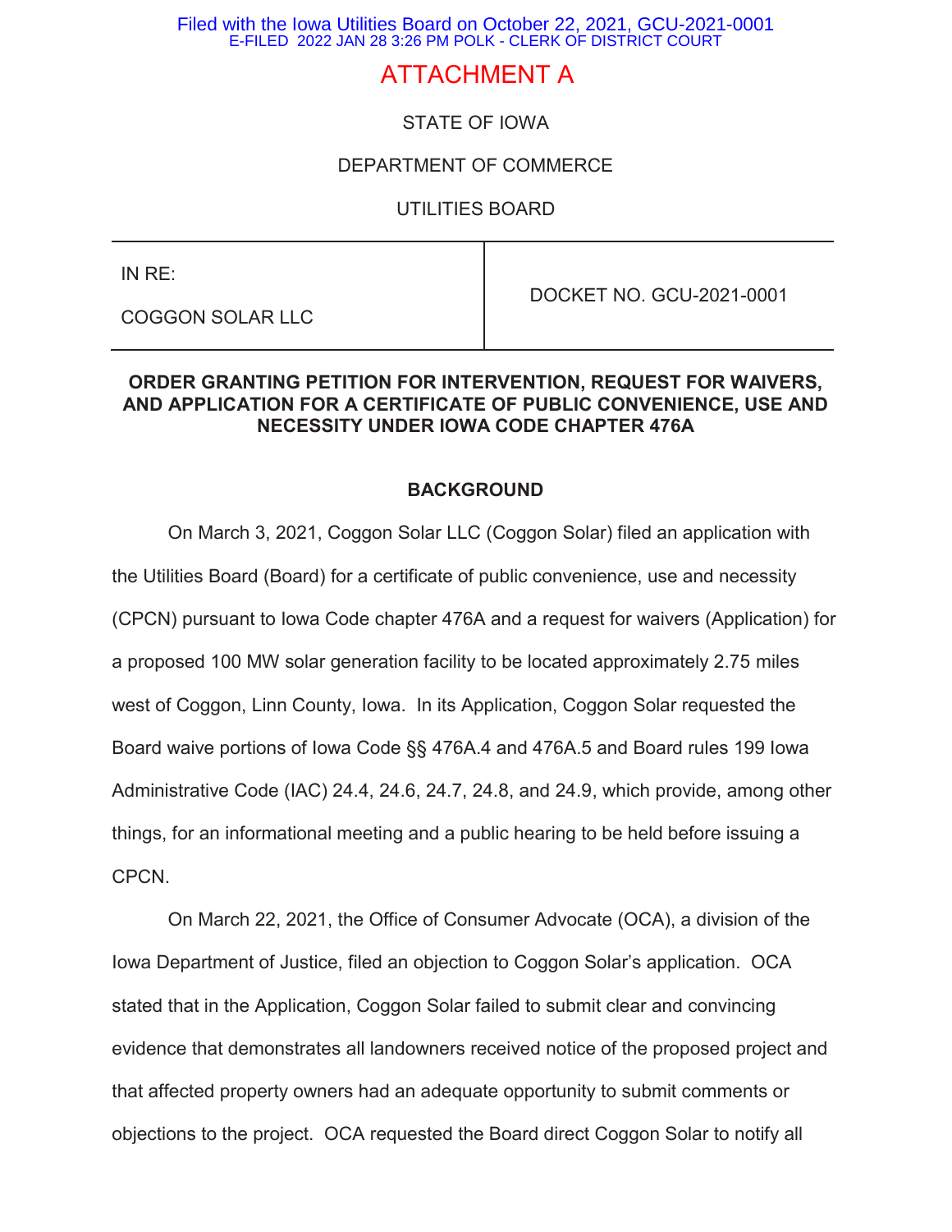Filed with the Iowa Utilities Board on October 22, 2021, GCU-2021-0001
E-FILED 2022 JAN 28 3:26 PM POLK - CLERK OF DISTRICT COURT

# ATTACHMENT A

STATE OF IOWA

DEPARTMENT OF COMMERCE

UTILITIES BOARD

| IN RE: COGGON SOLAR LLC | DOCKET NO. GCU-2021-0001 |
|---|---|

**ORDER GRANTING PETITION FOR INTERVENTION, REQUEST FOR WAIVERS, AND APPLICATION FOR A CERTIFICATE OF PUBLIC CONVENIENCE, USE AND NECESSITY UNDER IOWA CODE CHAPTER 476A**

## BACKGROUND

On March 3, 2021, Coggon Solar LLC (Coggon Solar) filed an application with the Utilities Board (Board) for a certificate of public convenience, use and necessity (CPCN) pursuant to Iowa Code chapter 476A and a request for waivers (Application) for a proposed 100 MW solar generation facility to be located approximately 2.75 miles west of Coggon, Linn County, Iowa. In its Application, Coggon Solar requested the Board waive portions of Iowa Code §§ 476A.4 and 476A.5 and Board rules 199 Iowa Administrative Code (IAC) 24.4, 24.6, 24.7, 24.8, and 24.9, which provide, among other things, for an informational meeting and a public hearing to be held before issuing a CPCN.

On March 22, 2021, the Office of Consumer Advocate (OCA), a division of the Iowa Department of Justice, filed an objection to Coggon Solar's application. OCA stated that in the Application, Coggon Solar failed to submit clear and convincing evidence that demonstrates all landowners received notice of the proposed project and that affected property owners had an adequate opportunity to submit comments or objections to the project. OCA requested the Board direct Coggon Solar to notify all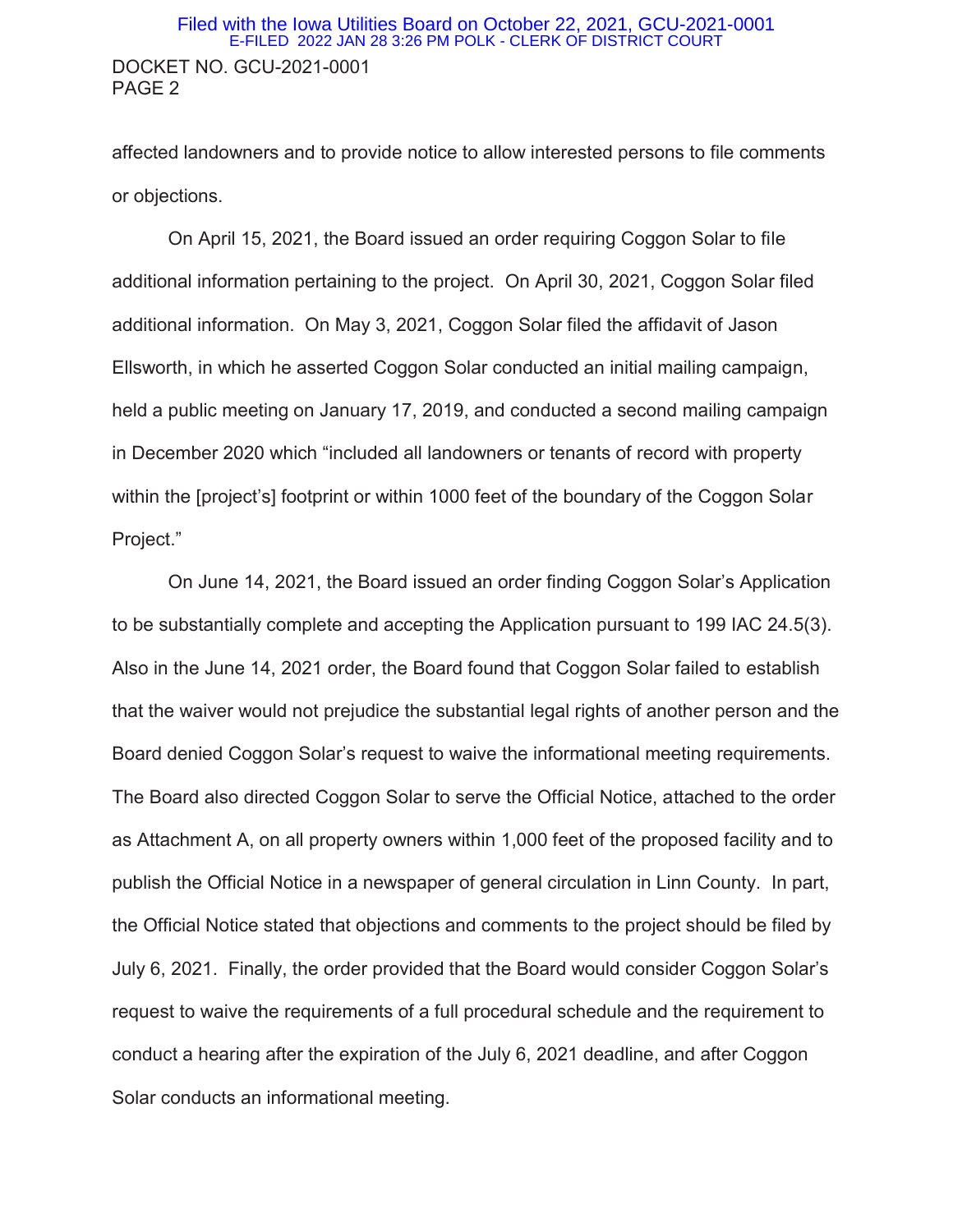affected landowners and to provide notice to allow interested persons to file comments or objections.

On April 15, 2021, the Board issued an order requiring Coggon Solar to file additional information pertaining to the project. On April 30, 2021, Coggon Solar filed additional information. On May 3, 2021, Coggon Solar filed the affidavit of Jason Ellsworth, in which he asserted Coggon Solar conducted an initial mailing campaign, held a public meeting on January 17, 2019, and conducted a second mailing campaign in December 2020 which "included all landowners or tenants of record with property within the [project's] footprint or within 1000 feet of the boundary of the Coggon Solar Project."

On June 14, 2021, the Board issued an order finding Coggon Solar's Application to be substantially complete and accepting the Application pursuant to 199 IAC 24.5(3). Also in the June 14, 2021 order, the Board found that Coggon Solar failed to establish that the waiver would not prejudice the substantial legal rights of another person and the Board denied Coggon Solar's request to waive the informational meeting requirements. The Board also directed Coggon Solar to serve the Official Notice, attached to the order as Attachment A, on all property owners within 1,000 feet of the proposed facility and to publish the Official Notice in a newspaper of general circulation in Linn County. In part, the Official Notice stated that objections and comments to the project should be filed by July 6, 2021. Finally, the order provided that the Board would consider Coggon Solar's request to waive the requirements of a full procedural schedule and the requirement to conduct a hearing after the expiration of the July 6, 2021 deadline, and after Coggon Solar conducts an informational meeting.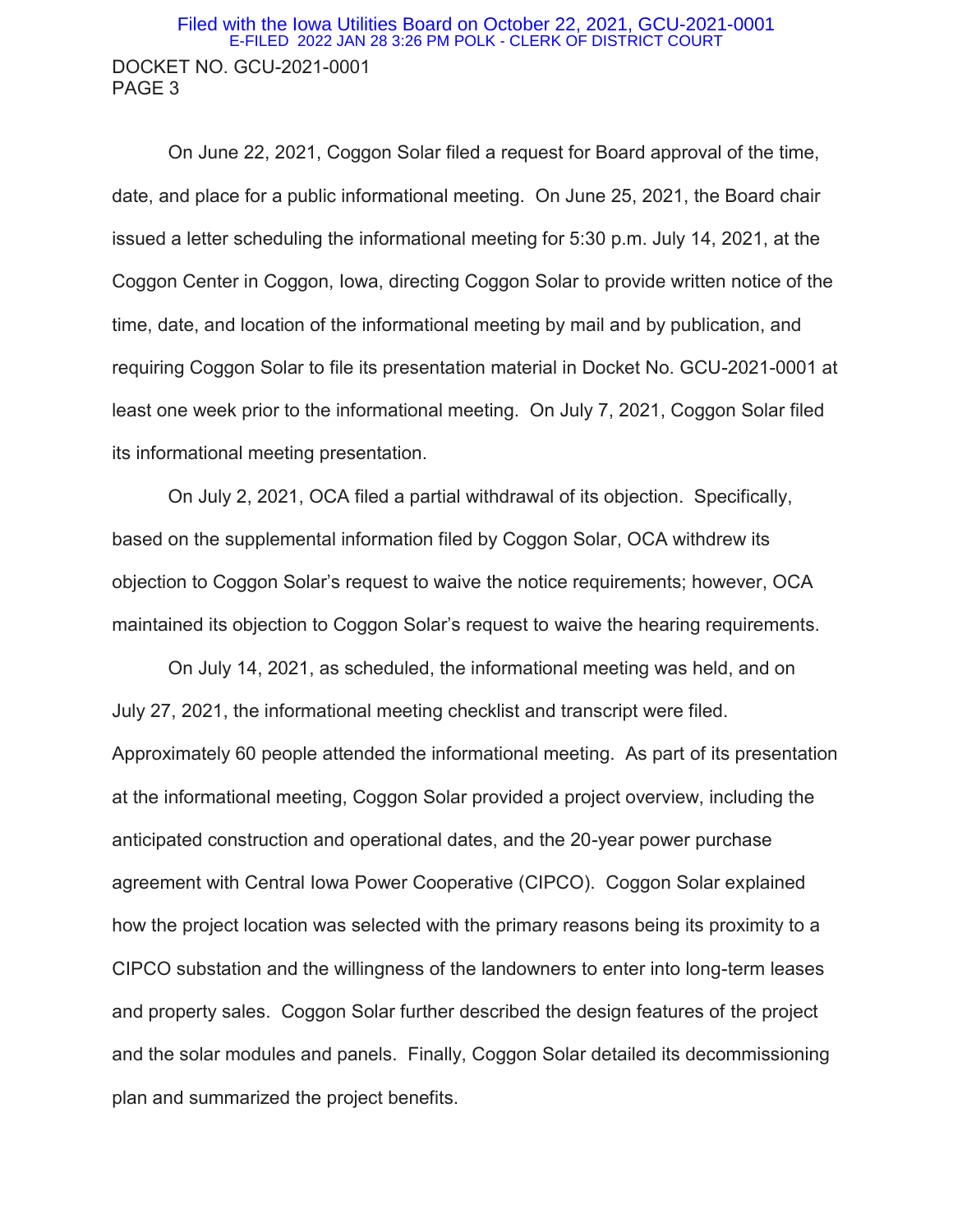On June 22, 2021, Coggon Solar filed a request for Board approval of the time, date, and place for a public informational meeting. On June 25, 2021, the Board chair issued a letter scheduling the informational meeting for 5:30 p.m. July 14, 2021, at the Coggon Center in Coggon, Iowa, directing Coggon Solar to provide written notice of the time, date, and location of the informational meeting by mail and by publication, and requiring Coggon Solar to file its presentation material in Docket No. GCU-2021-0001 at least one week prior to the informational meeting. On July 7, 2021, Coggon Solar filed its informational meeting presentation.

On July 2, 2021, OCA filed a partial withdrawal of its objection. Specifically, based on the supplemental information filed by Coggon Solar, OCA withdrew its objection to Coggon Solar's request to waive the notice requirements; however, OCA maintained its objection to Coggon Solar's request to waive the hearing requirements.

On July 14, 2021, as scheduled, the informational meeting was held, and on July 27, 2021, the informational meeting checklist and transcript were filed. Approximately 60 people attended the informational meeting. As part of its presentation at the informational meeting, Coggon Solar provided a project overview, including the anticipated construction and operational dates, and the 20-year power purchase agreement with Central Iowa Power Cooperative (CIPCO). Coggon Solar explained how the project location was selected with the primary reasons being its proximity to a CIPCO substation and the willingness of the landowners to enter into long-term leases and property sales. Coggon Solar further described the design features of the project and the solar modules and panels. Finally, Coggon Solar detailed its decommissioning plan and summarized the project benefits.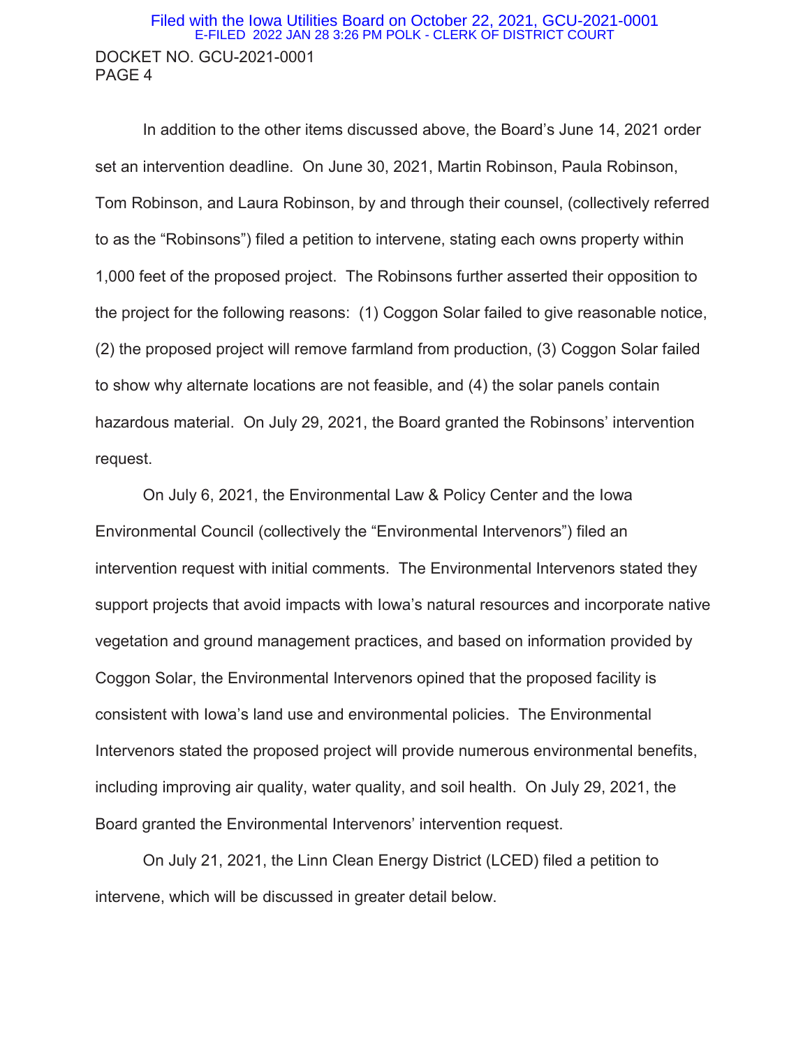In addition to the other items discussed above, the Board's June 14, 2021 order set an intervention deadline. On June 30, 2021, Martin Robinson, Paula Robinson, Tom Robinson, and Laura Robinson, by and through their counsel, (collectively referred to as the "Robinsons") filed a petition to intervene, stating each owns property within 1,000 feet of the proposed project. The Robinsons further asserted their opposition to the project for the following reasons: (1) Coggon Solar failed to give reasonable notice, (2) the proposed project will remove farmland from production, (3) Coggon Solar failed to show why alternate locations are not feasible, and (4) the solar panels contain hazardous material. On July 29, 2021, the Board granted the Robinsons' intervention request.

On July 6, 2021, the Environmental Law & Policy Center and the Iowa Environmental Council (collectively the "Environmental Intervenors") filed an intervention request with initial comments. The Environmental Intervenors stated they support projects that avoid impacts with Iowa's natural resources and incorporate native vegetation and ground management practices, and based on information provided by Coggon Solar, the Environmental Intervenors opined that the proposed facility is consistent with Iowa's land use and environmental policies. The Environmental Intervenors stated the proposed project will provide numerous environmental benefits, including improving air quality, water quality, and soil health. On July 29, 2021, the Board granted the Environmental Intervenors' intervention request.

On July 21, 2021, the Linn Clean Energy District (LCED) filed a petition to intervene, which will be discussed in greater detail below.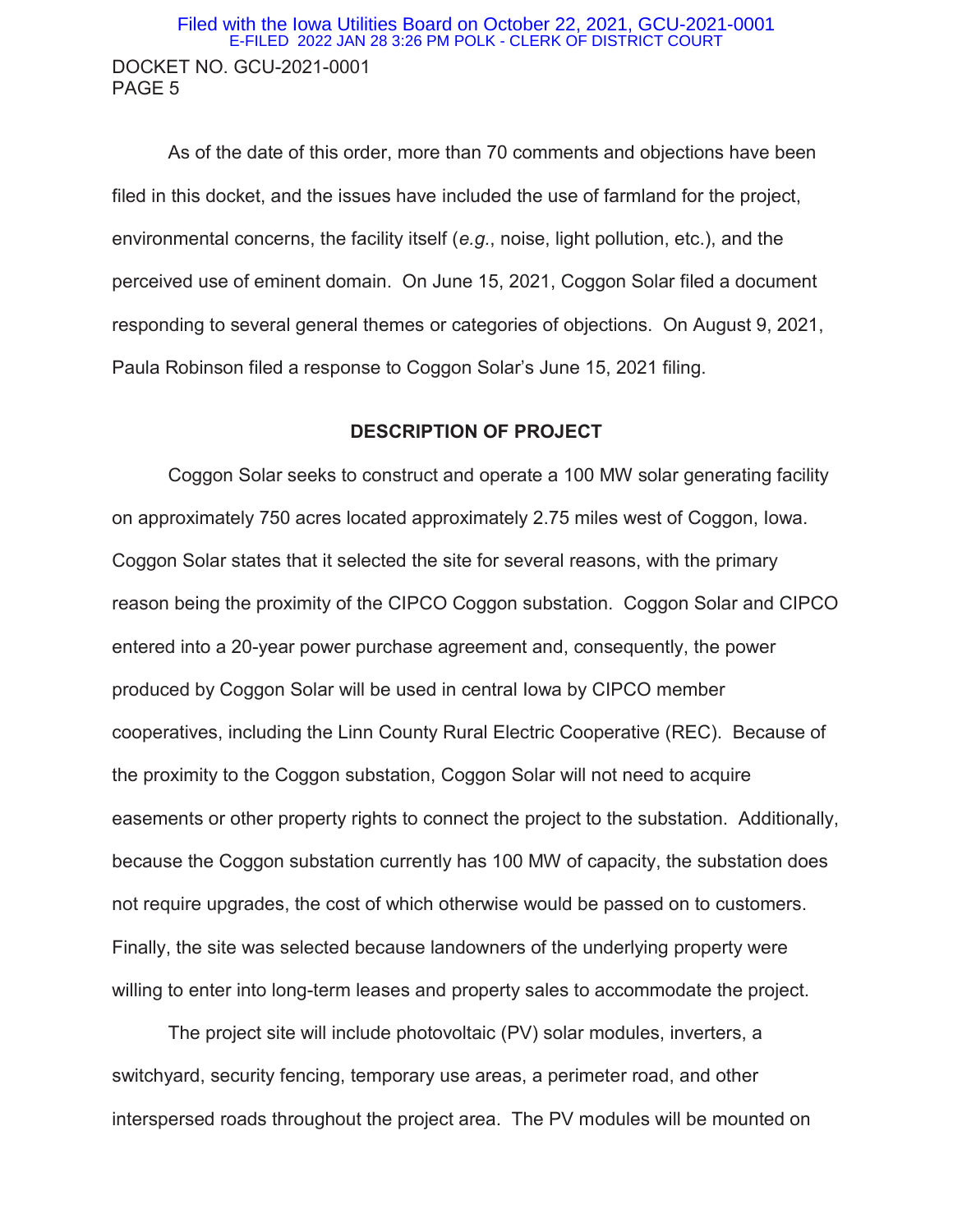As of the date of this order, more than 70 comments and objections have been filed in this docket, and the issues have included the use of farmland for the project, environmental concerns, the facility itself (*e.g.*, noise, light pollution, etc.), and the perceived use of eminent domain. On June 15, 2021, Coggon Solar filed a document responding to several general themes or categories of objections. On August 9, 2021, Paula Robinson filed a response to Coggon Solar's June 15, 2021 filing.

## DESCRIPTION OF PROJECT

Coggon Solar seeks to construct and operate a 100 MW solar generating facility on approximately 750 acres located approximately 2.75 miles west of Coggon, Iowa. Coggon Solar states that it selected the site for several reasons, with the primary reason being the proximity of the CIPCO Coggon substation. Coggon Solar and CIPCO entered into a 20-year power purchase agreement and, consequently, the power produced by Coggon Solar will be used in central Iowa by CIPCO member cooperatives, including the Linn County Rural Electric Cooperative (REC). Because of the proximity to the Coggon substation, Coggon Solar will not need to acquire easements or other property rights to connect the project to the substation. Additionally, because the Coggon substation currently has 100 MW of capacity, the substation does not require upgrades, the cost of which otherwise would be passed on to customers. Finally, the site was selected because landowners of the underlying property were willing to enter into long-term leases and property sales to accommodate the project.

The project site will include photovoltaic (PV) solar modules, inverters, a switchyard, security fencing, temporary use areas, a perimeter road, and other interspersed roads throughout the project area. The PV modules will be mounted on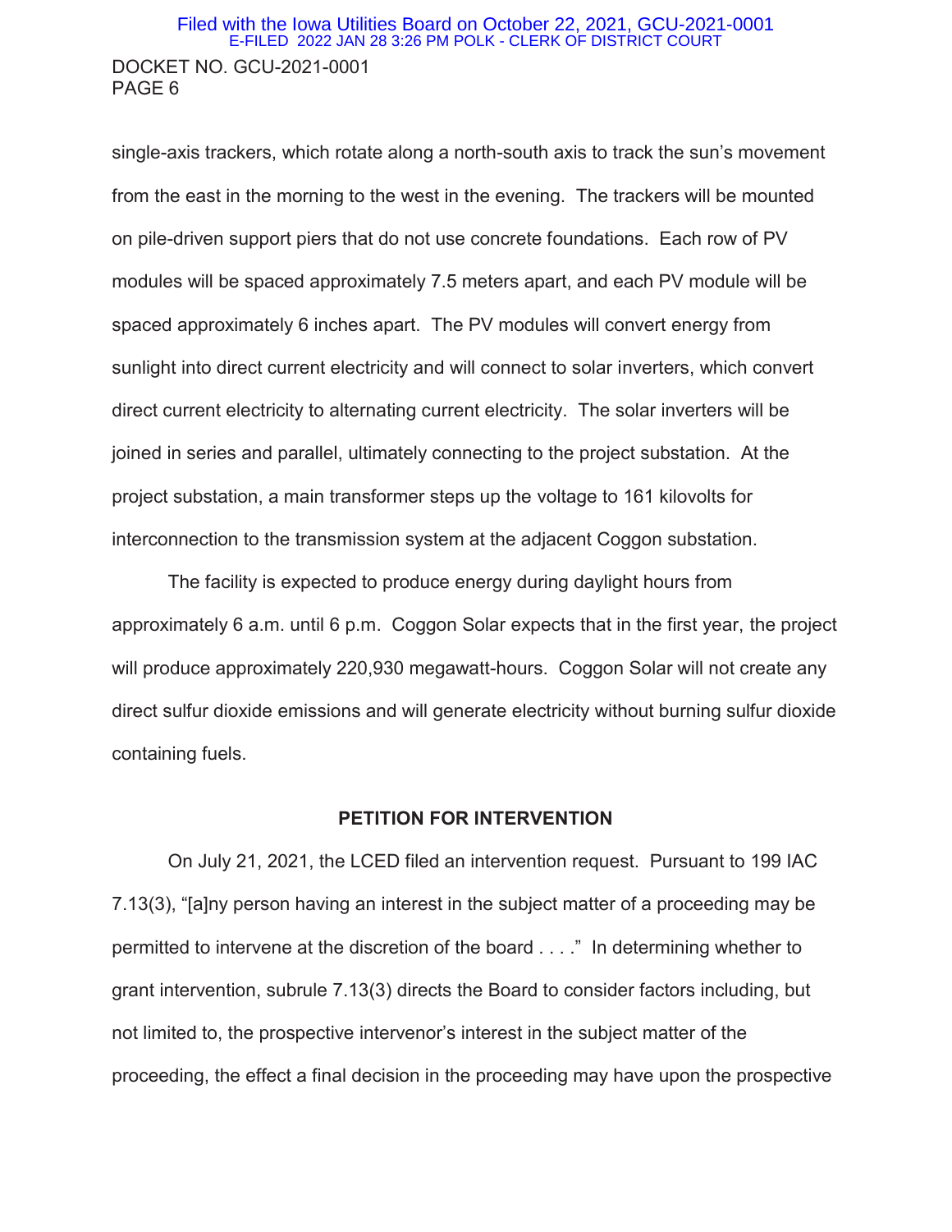single-axis trackers, which rotate along a north-south axis to track the sun's movement from the east in the morning to the west in the evening. The trackers will be mounted on pile-driven support piers that do not use concrete foundations. Each row of PV modules will be spaced approximately 7.5 meters apart, and each PV module will be spaced approximately 6 inches apart. The PV modules will convert energy from sunlight into direct current electricity and will connect to solar inverters, which convert direct current electricity to alternating current electricity. The solar inverters will be joined in series and parallel, ultimately connecting to the project substation. At the project substation, a main transformer steps up the voltage to 161 kilovolts for interconnection to the transmission system at the adjacent Coggon substation.

The facility is expected to produce energy during daylight hours from approximately 6 a.m. until 6 p.m. Coggon Solar expects that in the first year, the project will produce approximately 220,930 megawatt-hours. Coggon Solar will not create any direct sulfur dioxide emissions and will generate electricity without burning sulfur dioxide containing fuels.

**PETITION FOR INTERVENTION**

On July 21, 2021, the LCED filed an intervention request. Pursuant to 199 IAC 7.13(3), "[a]ny person having an interest in the subject matter of a proceeding may be permitted to intervene at the discretion of the board . . . ." In determining whether to grant intervention, subrule 7.13(3) directs the Board to consider factors including, but not limited to, the prospective intervenor's interest in the subject matter of the proceeding, the effect a final decision in the proceeding may have upon the prospective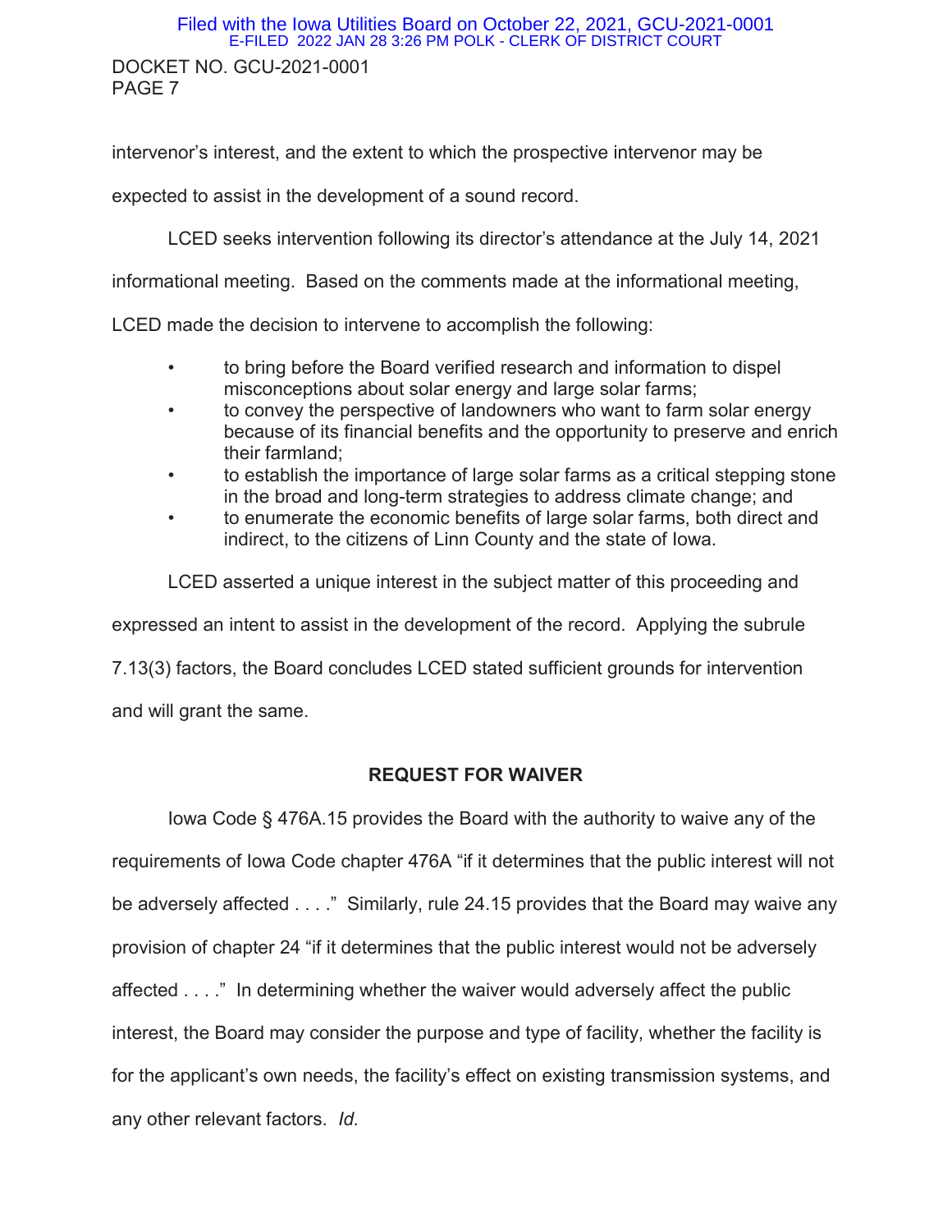intervenor's interest, and the extent to which the prospective intervenor may be expected to assist in the development of a sound record.

LCED seeks intervention following its director's attendance at the July 14, 2021 informational meeting. Based on the comments made at the informational meeting, LCED made the decision to intervene to accomplish the following:

- to bring before the Board verified research and information to dispel misconceptions about solar energy and large solar farms;
- to convey the perspective of landowners who want to farm solar energy because of its financial benefits and the opportunity to preserve and enrich their farmland;
- to establish the importance of large solar farms as a critical stepping stone in the broad and long-term strategies to address climate change; and
- to enumerate the economic benefits of large solar farms, both direct and indirect, to the citizens of Linn County and the state of Iowa.

LCED asserted a unique interest in the subject matter of this proceeding and expressed an intent to assist in the development of the record. Applying the subrule 7.13(3) factors, the Board concludes LCED stated sufficient grounds for intervention and will grant the same.

## REQUEST FOR WAIVER

Iowa Code § 476A.15 provides the Board with the authority to waive any of the requirements of Iowa Code chapter 476A "if it determines that the public interest will not be adversely affected . . . ." Similarly, rule 24.15 provides that the Board may waive any provision of chapter 24 "if it determines that the public interest would not be adversely affected . . . ." In determining whether the waiver would adversely affect the public interest, the Board may consider the purpose and type of facility, whether the facility is for the applicant's own needs, the facility's effect on existing transmission systems, and any other relevant factors. *Id.*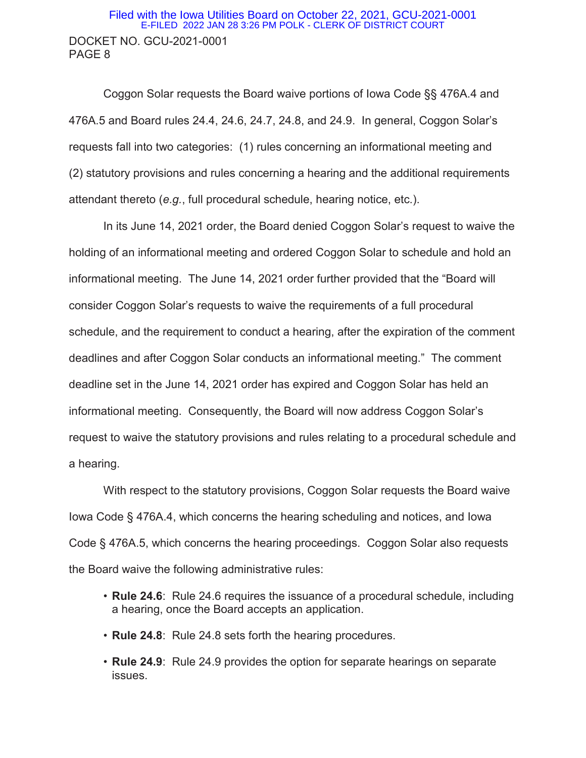Coggon Solar requests the Board waive portions of Iowa Code §§ 476A.4 and 476A.5 and Board rules 24.4, 24.6, 24.7, 24.8, and 24.9. In general, Coggon Solar's requests fall into two categories: (1) rules concerning an informational meeting and (2) statutory provisions and rules concerning a hearing and the additional requirements attendant thereto (*e.g.*, full procedural schedule, hearing notice, etc.).

In its June 14, 2021 order, the Board denied Coggon Solar's request to waive the holding of an informational meeting and ordered Coggon Solar to schedule and hold an informational meeting. The June 14, 2021 order further provided that the "Board will consider Coggon Solar's requests to waive the requirements of a full procedural schedule, and the requirement to conduct a hearing, after the expiration of the comment deadlines and after Coggon Solar conducts an informational meeting." The comment deadline set in the June 14, 2021 order has expired and Coggon Solar has held an informational meeting. Consequently, the Board will now address Coggon Solar's request to waive the statutory provisions and rules relating to a procedural schedule and a hearing.

With respect to the statutory provisions, Coggon Solar requests the Board waive Iowa Code § 476A.4, which concerns the hearing scheduling and notices, and Iowa Code § 476A.5, which concerns the hearing proceedings. Coggon Solar also requests the Board waive the following administrative rules:

- **Rule 24.6**: Rule 24.6 requires the issuance of a procedural schedule, including a hearing, once the Board accepts an application.
- **Rule 24.8**: Rule 24.8 sets forth the hearing procedures.
- **Rule 24.9**: Rule 24.9 provides the option for separate hearings on separate issues.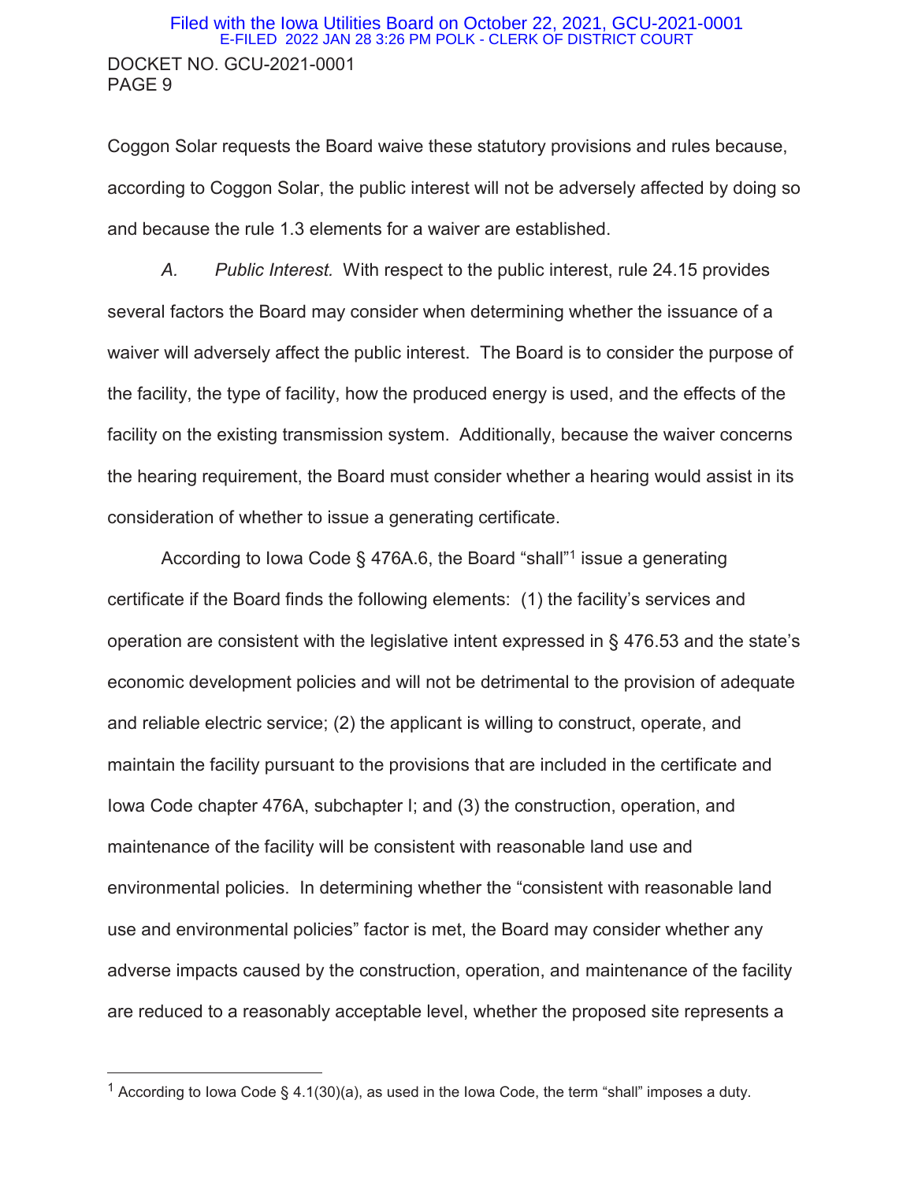Coggon Solar requests the Board waive these statutory provisions and rules because, according to Coggon Solar, the public interest will not be adversely affected by doing so and because the rule 1.3 elements for a waiver are established.

*A. Public Interest.* With respect to the public interest, rule 24.15 provides several factors the Board may consider when determining whether the issuance of a waiver will adversely affect the public interest. The Board is to consider the purpose of the facility, the type of facility, how the produced energy is used, and the effects of the facility on the existing transmission system. Additionally, because the waiver concerns the hearing requirement, the Board must consider whether a hearing would assist in its consideration of whether to issue a generating certificate.

According to Iowa Code § 476A.6, the Board "shall"[1] issue a generating certificate if the Board finds the following elements: (1) the facility's services and operation are consistent with the legislative intent expressed in § 476.53 and the state's economic development policies and will not be detrimental to the provision of adequate and reliable electric service; (2) the applicant is willing to construct, operate, and maintain the facility pursuant to the provisions that are included in the certificate and Iowa Code chapter 476A, subchapter I; and (3) the construction, operation, and maintenance of the facility will be consistent with reasonable land use and environmental policies. In determining whether the "consistent with reasonable land use and environmental policies" factor is met, the Board may consider whether any adverse impacts caused by the construction, operation, and maintenance of the facility are reduced to a reasonably acceptable level, whether the proposed site represents a

---

[1] According to Iowa Code § 4.1(30)(a), as used in the Iowa Code, the term "shall" imposes a duty.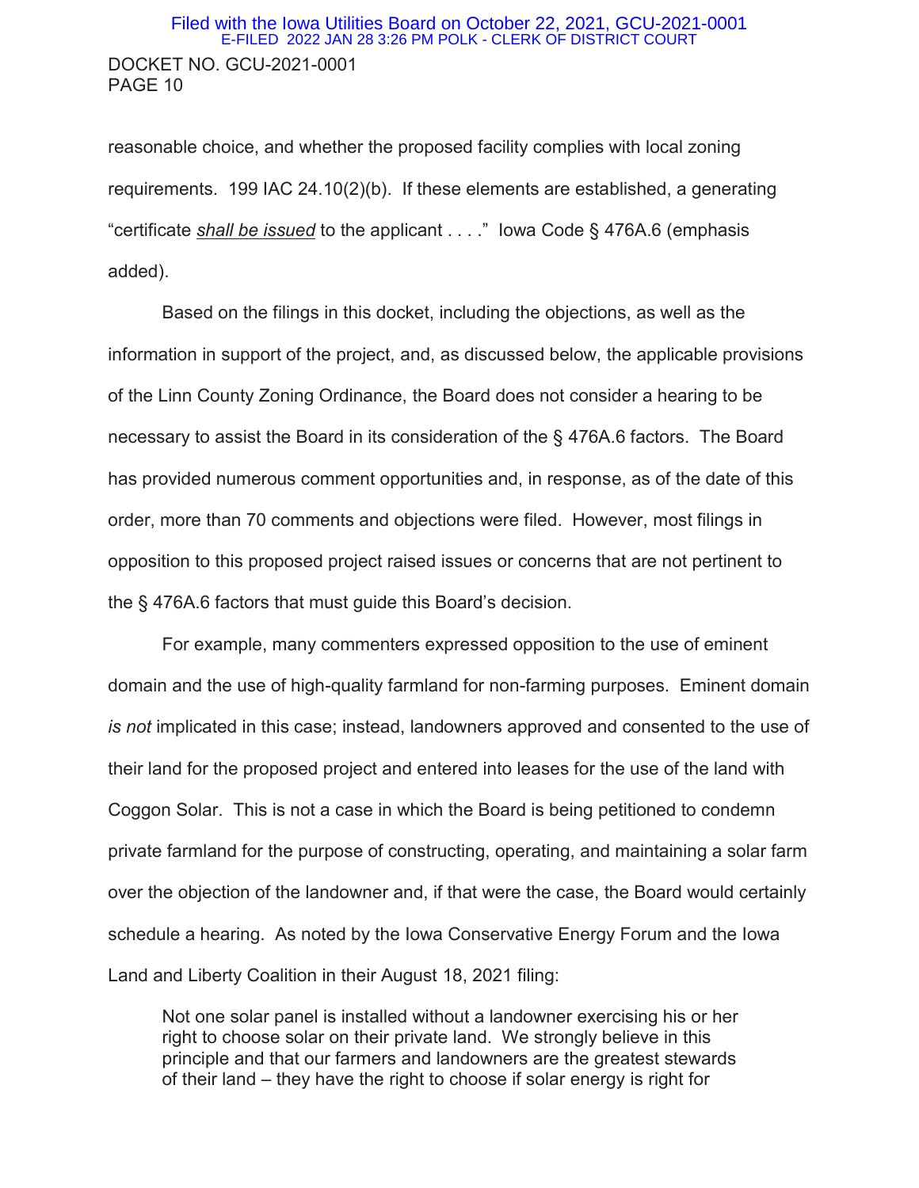reasonable choice, and whether the proposed facility complies with local zoning requirements. 199 IAC 24.10(2)(b). If these elements are established, a generating "certificate ***shall be issued*** to the applicant . . . ." Iowa Code § 476A.6 (emphasis added).

Based on the filings in this docket, including the objections, as well as the information in support of the project, and, as discussed below, the applicable provisions of the Linn County Zoning Ordinance, the Board does not consider a hearing to be necessary to assist the Board in its consideration of the § 476A.6 factors. The Board has provided numerous comment opportunities and, in response, as of the date of this order, more than 70 comments and objections were filed. However, most filings in opposition to this proposed project raised issues or concerns that are not pertinent to the § 476A.6 factors that must guide this Board's decision.

For example, many commenters expressed opposition to the use of eminent domain and the use of high-quality farmland for non-farming purposes. Eminent domain *is not* implicated in this case; instead, landowners approved and consented to the use of their land for the proposed project and entered into leases for the use of the land with Coggon Solar. This is not a case in which the Board is being petitioned to condemn private farmland for the purpose of constructing, operating, and maintaining a solar farm over the objection of the landowner and, if that were the case, the Board would certainly schedule a hearing. As noted by the Iowa Conservative Energy Forum and the Iowa Land and Liberty Coalition in their August 18, 2021 filing:

> Not one solar panel is installed without a landowner exercising his or her right to choose solar on their private land. We strongly believe in this principle and that our farmers and landowners are the greatest stewards of their land – they have the right to choose if solar energy is right for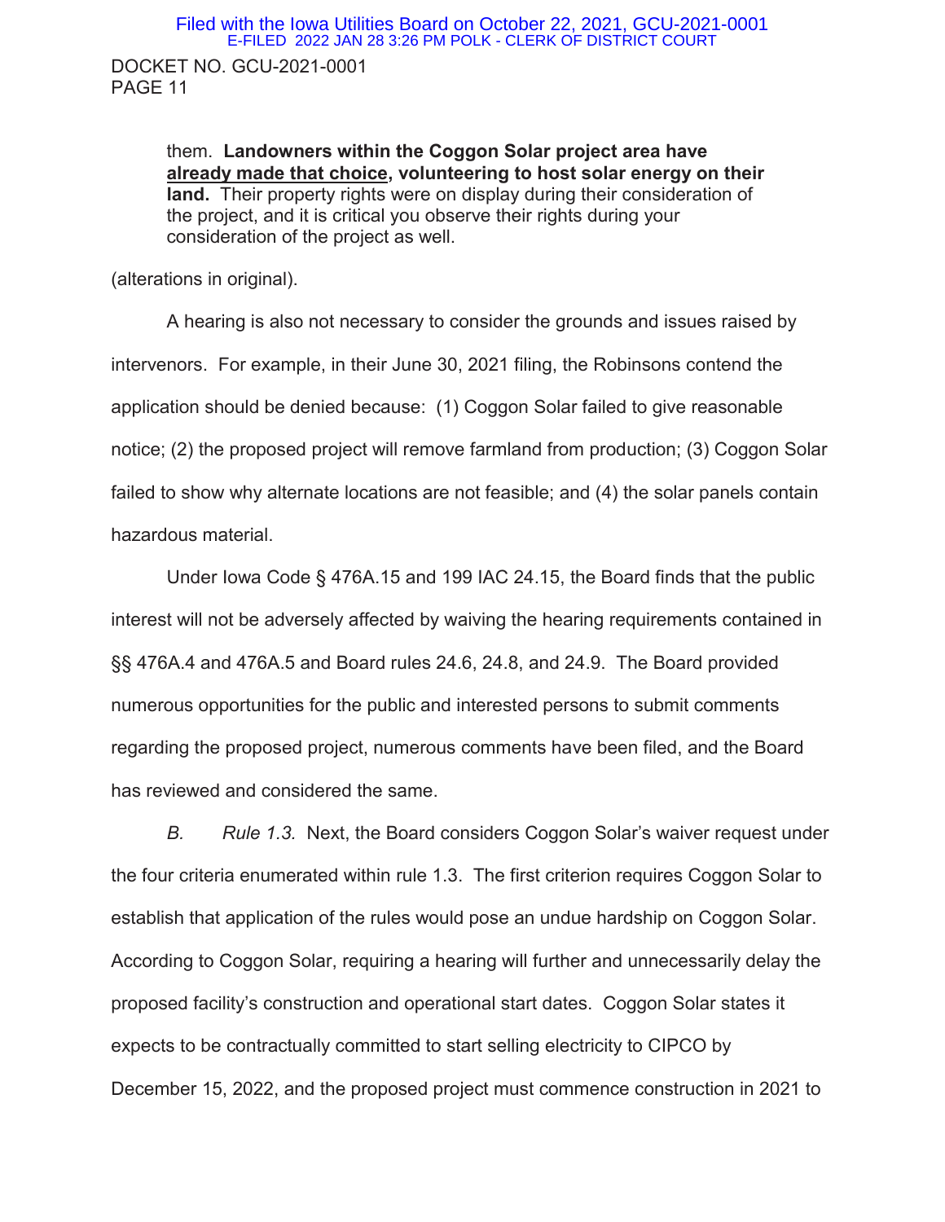> them. **Landowners within the Coggon Solar project area have <u>already made that choice</u>, volunteering to host solar energy on their land.** Their property rights were on display during their consideration of the project, and it is critical you observe their rights during your consideration of the project as well.

(alterations in original).

A hearing is also not necessary to consider the grounds and issues raised by intervenors. For example, in their June 30, 2021 filing, the Robinsons contend the application should be denied because: (1) Coggon Solar failed to give reasonable notice; (2) the proposed project will remove farmland from production; (3) Coggon Solar failed to show why alternate locations are not feasible; and (4) the solar panels contain hazardous material.

Under Iowa Code § 476A.15 and 199 IAC 24.15, the Board finds that the public interest will not be adversely affected by waiving the hearing requirements contained in §§ 476A.4 and 476A.5 and Board rules 24.6, 24.8, and 24.9. The Board provided numerous opportunities for the public and interested persons to submit comments regarding the proposed project, numerous comments have been filed, and the Board has reviewed and considered the same.

*B. Rule 1.3.* Next, the Board considers Coggon Solar's waiver request under the four criteria enumerated within rule 1.3. The first criterion requires Coggon Solar to establish that application of the rules would pose an undue hardship on Coggon Solar. According to Coggon Solar, requiring a hearing will further and unnecessarily delay the proposed facility's construction and operational start dates. Coggon Solar states it expects to be contractually committed to start selling electricity to CIPCO by December 15, 2022, and the proposed project must commence construction in 2021 to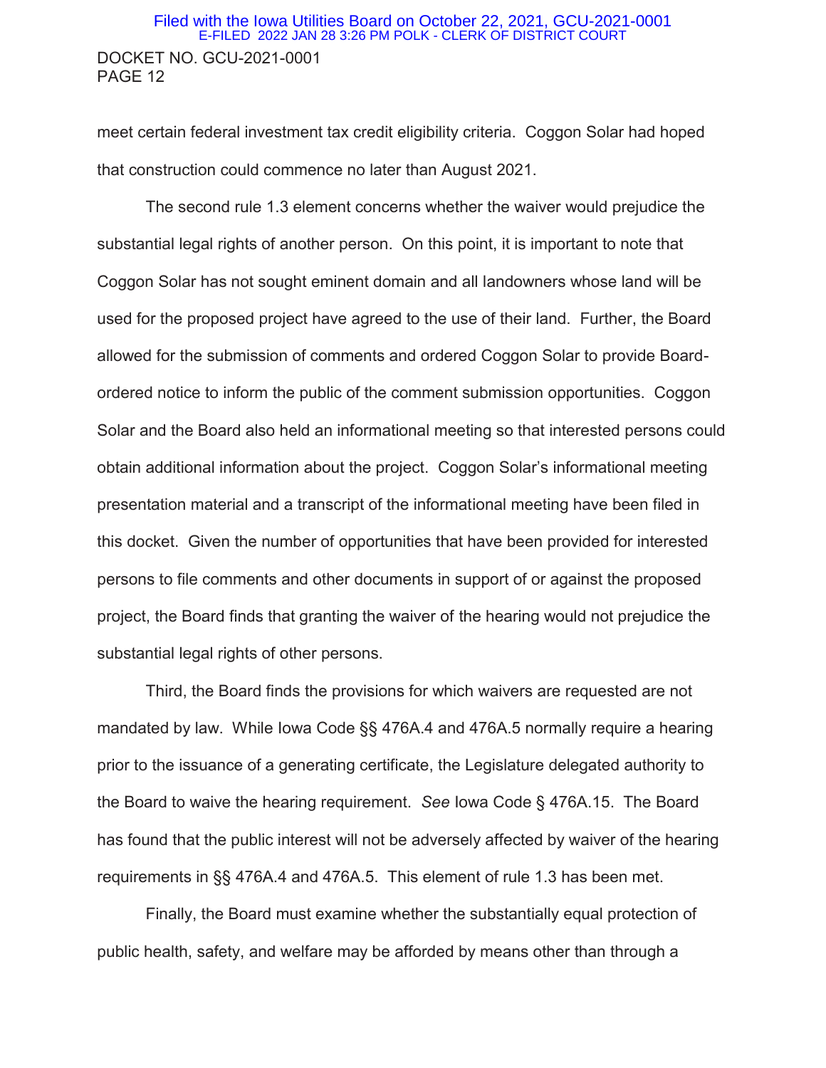meet certain federal investment tax credit eligibility criteria. Coggon Solar had hoped that construction could commence no later than August 2021.

The second rule 1.3 element concerns whether the waiver would prejudice the substantial legal rights of another person. On this point, it is important to note that Coggon Solar has not sought eminent domain and all landowners whose land will be used for the proposed project have agreed to the use of their land. Further, the Board allowed for the submission of comments and ordered Coggon Solar to provide Board-ordered notice to inform the public of the comment submission opportunities. Coggon Solar and the Board also held an informational meeting so that interested persons could obtain additional information about the project. Coggon Solar's informational meeting presentation material and a transcript of the informational meeting have been filed in this docket. Given the number of opportunities that have been provided for interested persons to file comments and other documents in support of or against the proposed project, the Board finds that granting the waiver of the hearing would not prejudice the substantial legal rights of other persons.

Third, the Board finds the provisions for which waivers are requested are not mandated by law. While Iowa Code §§ 476A.4 and 476A.5 normally require a hearing prior to the issuance of a generating certificate, the Legislature delegated authority to the Board to waive the hearing requirement. *See* Iowa Code § 476A.15. The Board has found that the public interest will not be adversely affected by waiver of the hearing requirements in §§ 476A.4 and 476A.5. This element of rule 1.3 has been met.

Finally, the Board must examine whether the substantially equal protection of public health, safety, and welfare may be afforded by means other than through a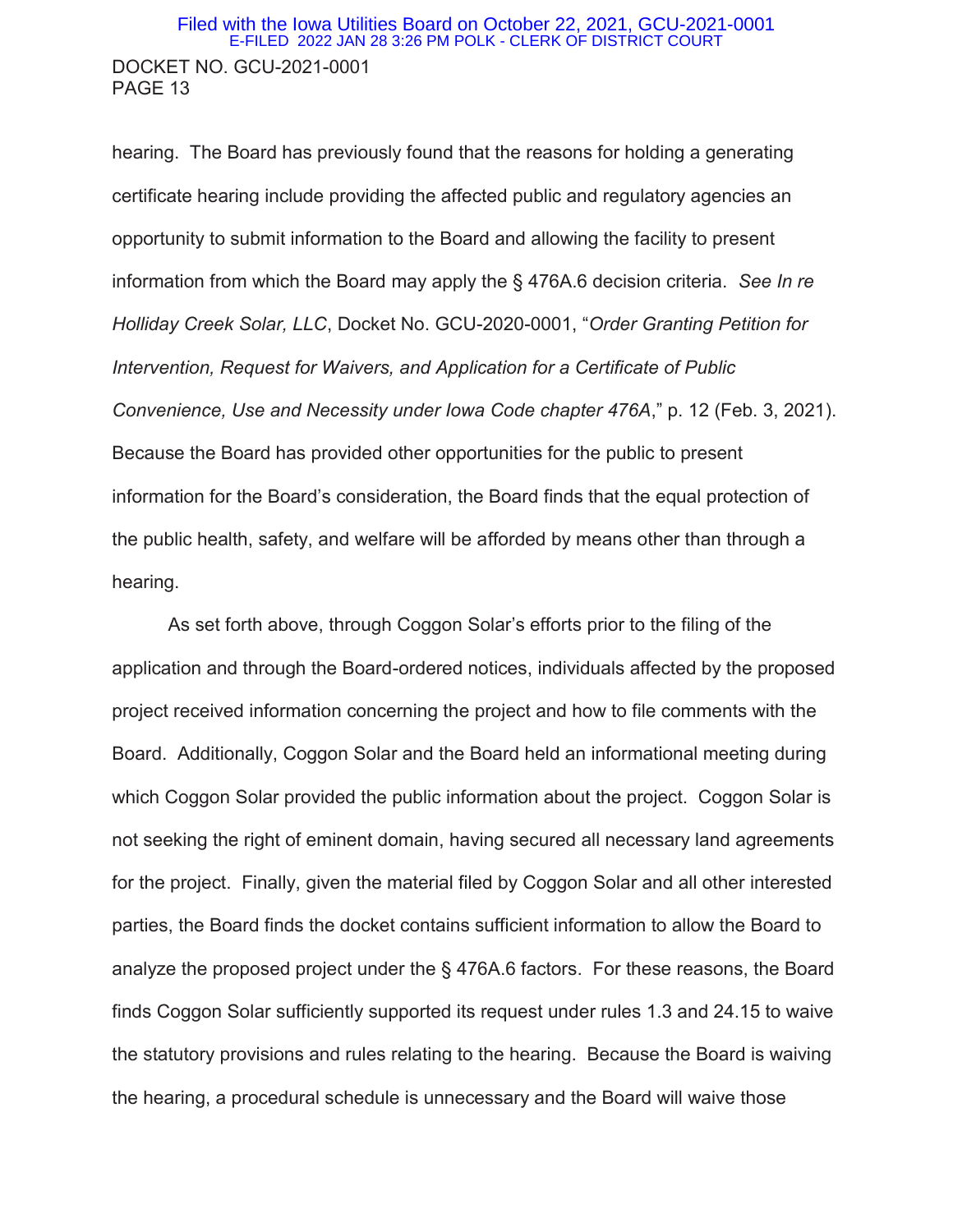hearing. The Board has previously found that the reasons for holding a generating certificate hearing include providing the affected public and regulatory agencies an opportunity to submit information to the Board and allowing the facility to present information from which the Board may apply the § 476A.6 decision criteria. *See In re Holliday Creek Solar, LLC*, Docket No. GCU-2020-0001, "*Order Granting Petition for Intervention, Request for Waivers, and Application for a Certificate of Public Convenience, Use and Necessity under Iowa Code chapter 476A*," p. 12 (Feb. 3, 2021). Because the Board has provided other opportunities for the public to present information for the Board's consideration, the Board finds that the equal protection of the public health, safety, and welfare will be afforded by means other than through a hearing.

As set forth above, through Coggon Solar's efforts prior to the filing of the application and through the Board-ordered notices, individuals affected by the proposed project received information concerning the project and how to file comments with the Board. Additionally, Coggon Solar and the Board held an informational meeting during which Coggon Solar provided the public information about the project. Coggon Solar is not seeking the right of eminent domain, having secured all necessary land agreements for the project. Finally, given the material filed by Coggon Solar and all other interested parties, the Board finds the docket contains sufficient information to allow the Board to analyze the proposed project under the § 476A.6 factors. For these reasons, the Board finds Coggon Solar sufficiently supported its request under rules 1.3 and 24.15 to waive the statutory provisions and rules relating to the hearing. Because the Board is waiving the hearing, a procedural schedule is unnecessary and the Board will waive those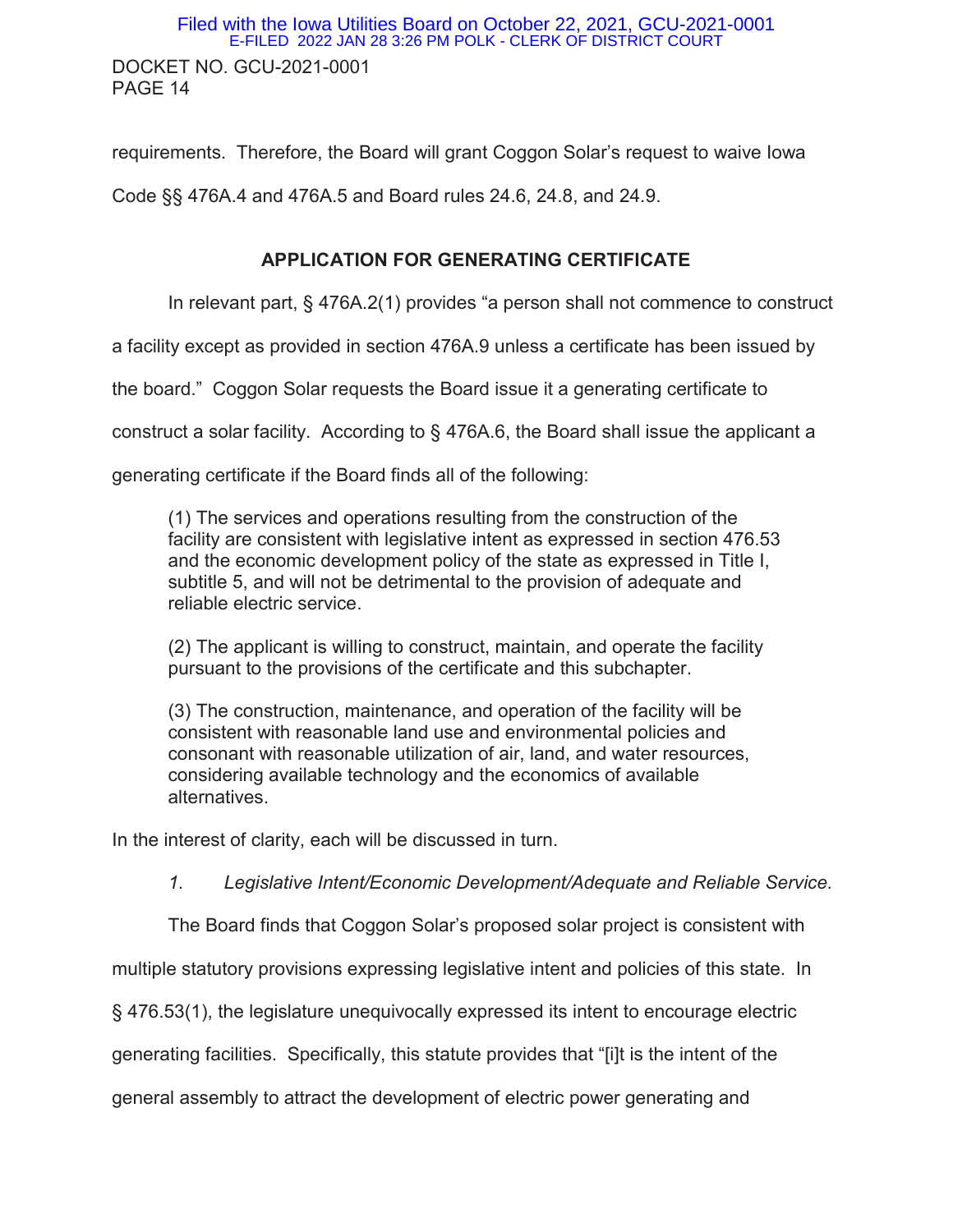requirements. Therefore, the Board will grant Coggon Solar's request to waive Iowa Code §§ 476A.4 and 476A.5 and Board rules 24.6, 24.8, and 24.9.

## APPLICATION FOR GENERATING CERTIFICATE

In relevant part, § 476A.2(1) provides "a person shall not commence to construct a facility except as provided in section 476A.9 unless a certificate has been issued by the board." Coggon Solar requests the Board issue it a generating certificate to construct a solar facility. According to § 476A.6, the Board shall issue the applicant a generating certificate if the Board finds all of the following:

> (1) The services and operations resulting from the construction of the facility are consistent with legislative intent as expressed in section 476.53 and the economic development policy of the state as expressed in Title I, subtitle 5, and will not be detrimental to the provision of adequate and reliable electric service.
>
> (2) The applicant is willing to construct, maintain, and operate the facility pursuant to the provisions of the certificate and this subchapter.
>
> (3) The construction, maintenance, and operation of the facility will be consistent with reasonable land use and environmental policies and consonant with reasonable utilization of air, land, and water resources, considering available technology and the economics of available alternatives.

In the interest of clarity, each will be discussed in turn.

*1. Legislative Intent/Economic Development/Adequate and Reliable Service.*

The Board finds that Coggon Solar's proposed solar project is consistent with multiple statutory provisions expressing legislative intent and policies of this state. In § 476.53(1), the legislature unequivocally expressed its intent to encourage electric generating facilities. Specifically, this statute provides that "[i]t is the intent of the general assembly to attract the development of electric power generating and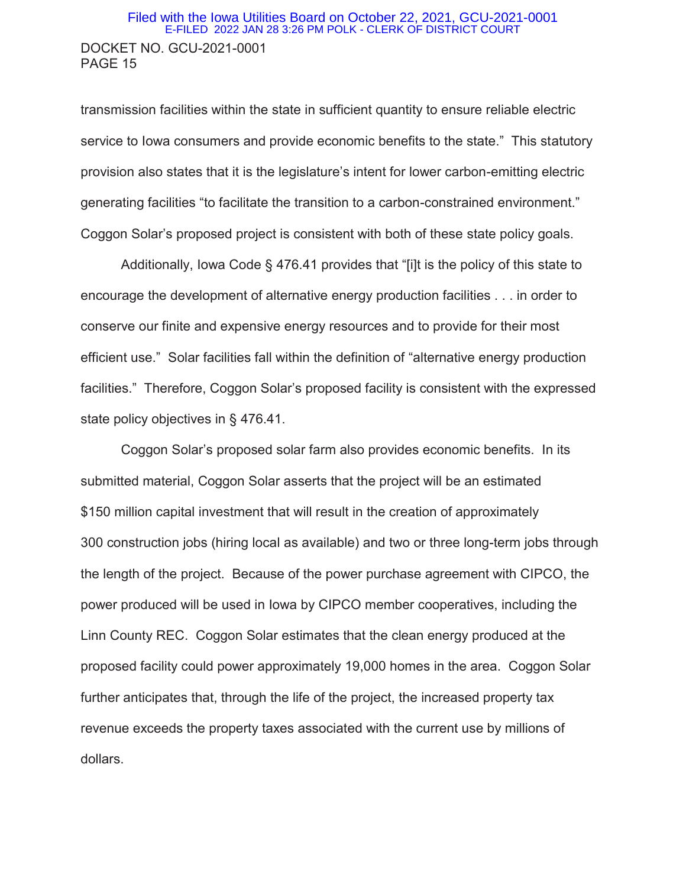transmission facilities within the state in sufficient quantity to ensure reliable electric service to Iowa consumers and provide economic benefits to the state." This statutory provision also states that it is the legislature's intent for lower carbon-emitting electric generating facilities "to facilitate the transition to a carbon-constrained environment." Coggon Solar's proposed project is consistent with both of these state policy goals.

Additionally, Iowa Code § 476.41 provides that "[i]t is the policy of this state to encourage the development of alternative energy production facilities . . . in order to conserve our finite and expensive energy resources and to provide for their most efficient use." Solar facilities fall within the definition of "alternative energy production facilities." Therefore, Coggon Solar's proposed facility is consistent with the expressed state policy objectives in § 476.41.

Coggon Solar's proposed solar farm also provides economic benefits. In its submitted material, Coggon Solar asserts that the project will be an estimated $150 million capital investment that will result in the creation of approximately 300 construction jobs (hiring local as available) and two or three long-term jobs through the length of the project. Because of the power purchase agreement with CIPCO, the power produced will be used in Iowa by CIPCO member cooperatives, including the Linn County REC. Coggon Solar estimates that the clean energy produced at the proposed facility could power approximately 19,000 homes in the area. Coggon Solar further anticipates that, through the life of the project, the increased property tax revenue exceeds the property taxes associated with the current use by millions of dollars.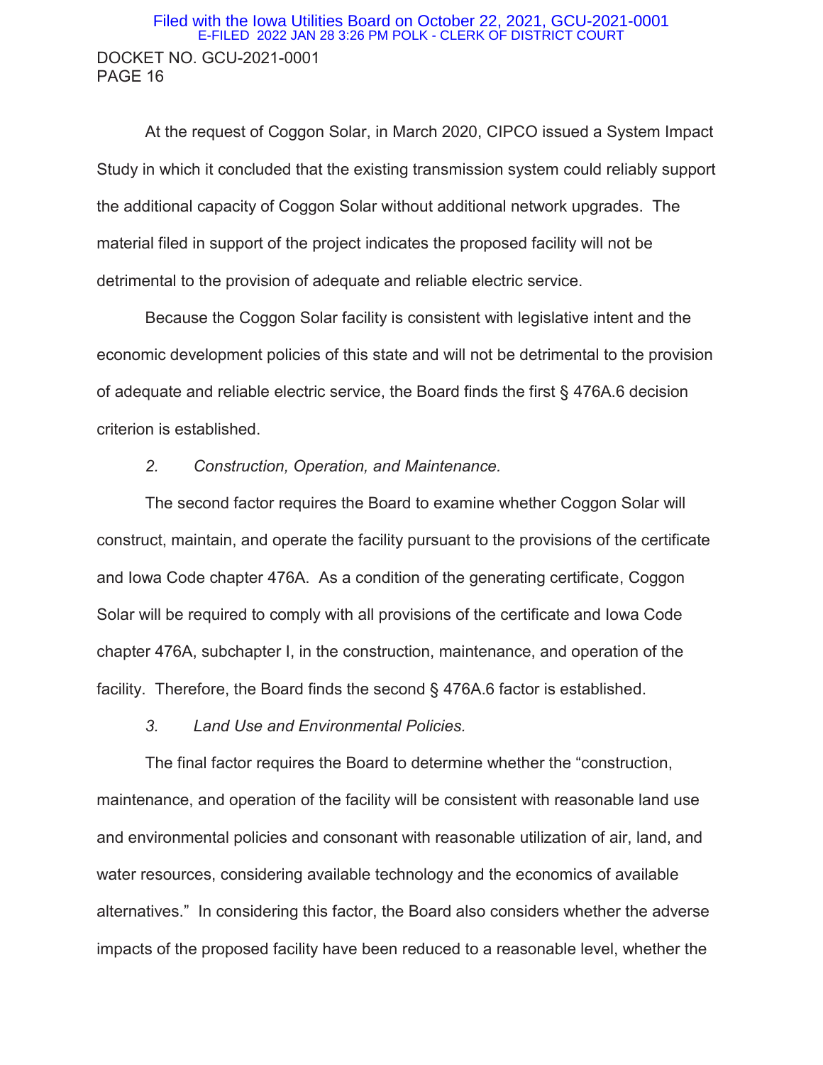At the request of Coggon Solar, in March 2020, CIPCO issued a System Impact Study in which it concluded that the existing transmission system could reliably support the additional capacity of Coggon Solar without additional network upgrades. The material filed in support of the project indicates the proposed facility will not be detrimental to the provision of adequate and reliable electric service.

Because the Coggon Solar facility is consistent with legislative intent and the economic development policies of this state and will not be detrimental to the provision of adequate and reliable electric service, the Board finds the first § 476A.6 decision criterion is established.

*2. Construction, Operation, and Maintenance.*

The second factor requires the Board to examine whether Coggon Solar will construct, maintain, and operate the facility pursuant to the provisions of the certificate and Iowa Code chapter 476A. As a condition of the generating certificate, Coggon Solar will be required to comply with all provisions of the certificate and Iowa Code chapter 476A, subchapter I, in the construction, maintenance, and operation of the facility. Therefore, the Board finds the second § 476A.6 factor is established.

*3. Land Use and Environmental Policies.*

The final factor requires the Board to determine whether the "construction, maintenance, and operation of the facility will be consistent with reasonable land use and environmental policies and consonant with reasonable utilization of air, land, and water resources, considering available technology and the economics of available alternatives." In considering this factor, the Board also considers whether the adverse impacts of the proposed facility have been reduced to a reasonable level, whether the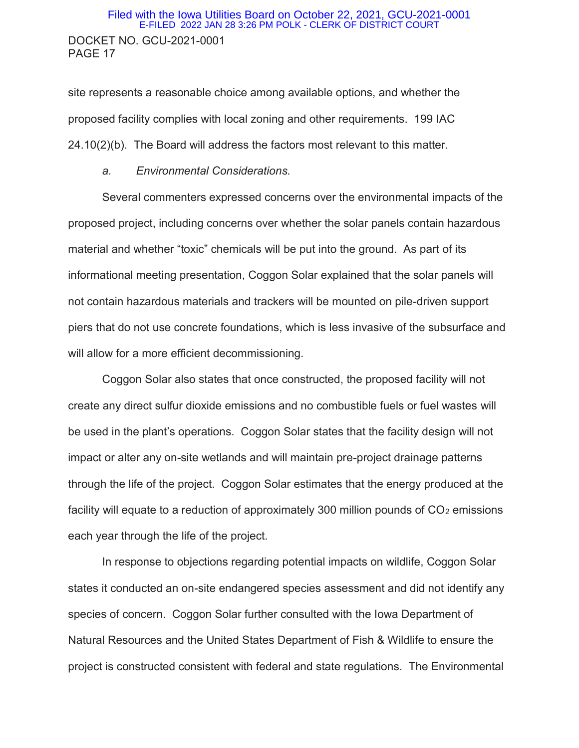site represents a reasonable choice among available options, and whether the proposed facility complies with local zoning and other requirements. 199 IAC 24.10(2)(b). The Board will address the factors most relevant to this matter.

*a. Environmental Considerations.*

Several commenters expressed concerns over the environmental impacts of the proposed project, including concerns over whether the solar panels contain hazardous material and whether "toxic" chemicals will be put into the ground. As part of its informational meeting presentation, Coggon Solar explained that the solar panels will not contain hazardous materials and trackers will be mounted on pile-driven support piers that do not use concrete foundations, which is less invasive of the subsurface and will allow for a more efficient decommissioning.

Coggon Solar also states that once constructed, the proposed facility will not create any direct sulfur dioxide emissions and no combustible fuels or fuel wastes will be used in the plant's operations. Coggon Solar states that the facility design will not impact or alter any on-site wetlands and will maintain pre-project drainage patterns through the life of the project. Coggon Solar estimates that the energy produced at the facility will equate to a reduction of approximately 300 million pounds of $CO_2$ emissions each year through the life of the project.

In response to objections regarding potential impacts on wildlife, Coggon Solar states it conducted an on-site endangered species assessment and did not identify any species of concern. Coggon Solar further consulted with the Iowa Department of Natural Resources and the United States Department of Fish & Wildlife to ensure the project is constructed consistent with federal and state regulations. The Environmental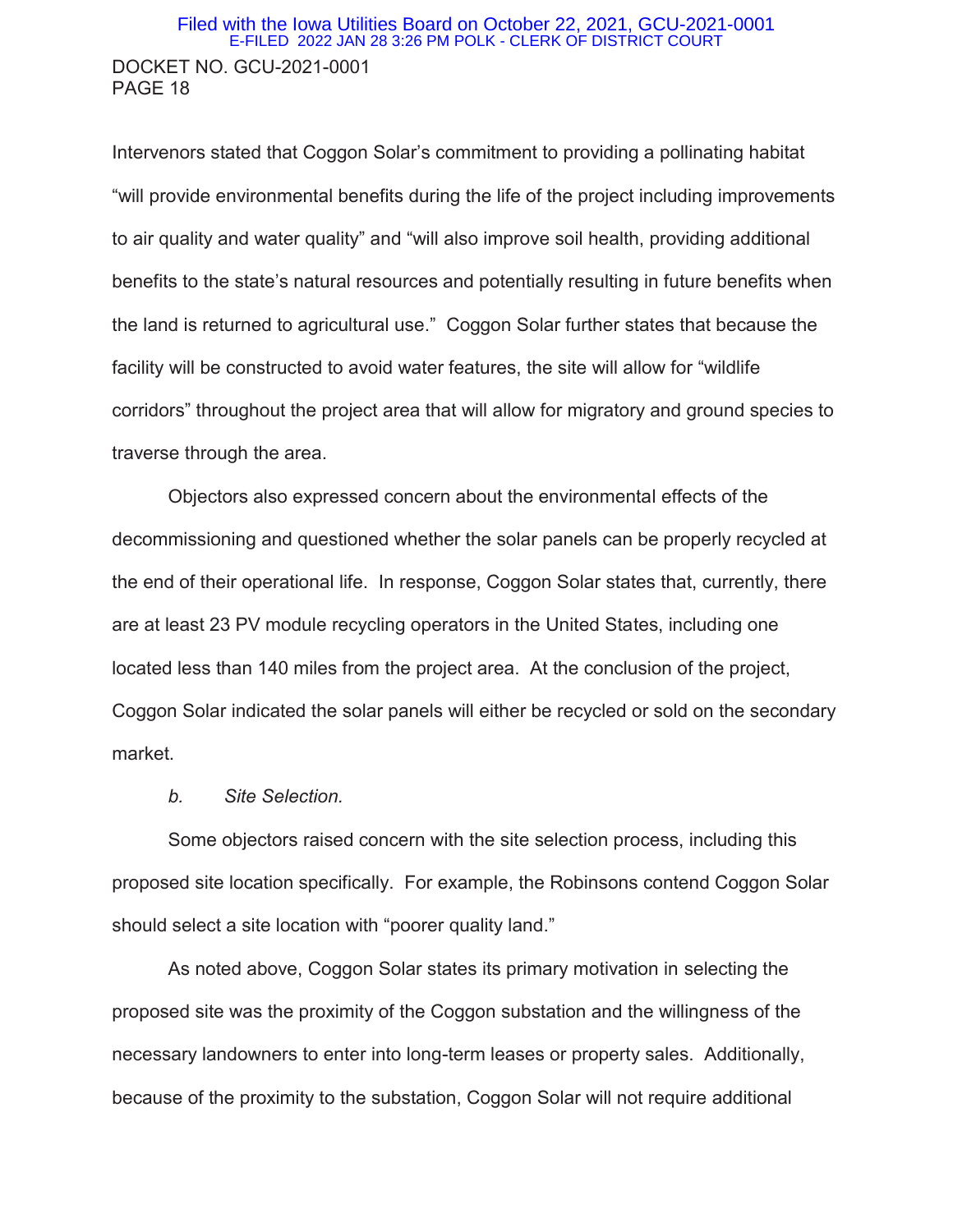Intervenors stated that Coggon Solar's commitment to providing a pollinating habitat "will provide environmental benefits during the life of the project including improvements to air quality and water quality" and "will also improve soil health, providing additional benefits to the state's natural resources and potentially resulting in future benefits when the land is returned to agricultural use." Coggon Solar further states that because the facility will be constructed to avoid water features, the site will allow for "wildlife corridors" throughout the project area that will allow for migratory and ground species to traverse through the area.

Objectors also expressed concern about the environmental effects of the decommissioning and questioned whether the solar panels can be properly recycled at the end of their operational life. In response, Coggon Solar states that, currently, there are at least 23 PV module recycling operators in the United States, including one located less than 140 miles from the project area. At the conclusion of the project, Coggon Solar indicated the solar panels will either be recycled or sold on the secondary market.

*b. Site Selection.*

Some objectors raised concern with the site selection process, including this proposed site location specifically. For example, the Robinsons contend Coggon Solar should select a site location with "poorer quality land."

As noted above, Coggon Solar states its primary motivation in selecting the proposed site was the proximity of the Coggon substation and the willingness of the necessary landowners to enter into long-term leases or property sales. Additionally, because of the proximity to the substation, Coggon Solar will not require additional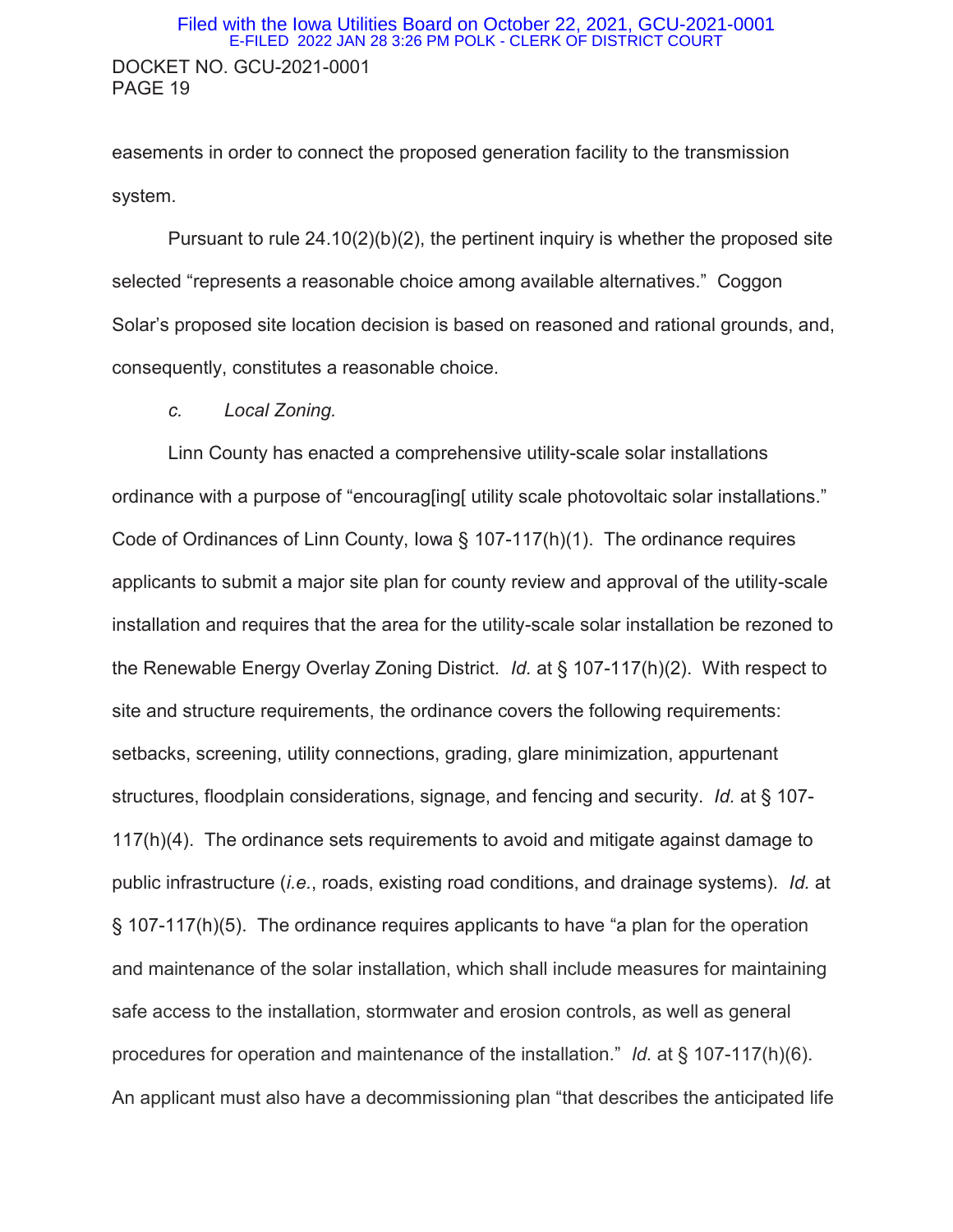easements in order to connect the proposed generation facility to the transmission system.

Pursuant to rule 24.10(2)(b)(2), the pertinent inquiry is whether the proposed site selected "represents a reasonable choice among available alternatives." Coggon Solar's proposed site location decision is based on reasoned and rational grounds, and, consequently, constitutes a reasonable choice.

*c. Local Zoning.*

Linn County has enacted a comprehensive utility-scale solar installations ordinance with a purpose of "encourag[ing[ utility scale photovoltaic solar installations." Code of Ordinances of Linn County, Iowa § 107-117(h)(1). The ordinance requires applicants to submit a major site plan for county review and approval of the utility-scale installation and requires that the area for the utility-scale solar installation be rezoned to the Renewable Energy Overlay Zoning District. *Id.* at § 107-117(h)(2). With respect to site and structure requirements, the ordinance covers the following requirements: setbacks, screening, utility connections, grading, glare minimization, appurtenant structures, floodplain considerations, signage, and fencing and security. *Id.* at § 107-117(h)(4). The ordinance sets requirements to avoid and mitigate against damage to public infrastructure (*i.e.*, roads, existing road conditions, and drainage systems). *Id.* at § 107-117(h)(5). The ordinance requires applicants to have "a plan for the operation and maintenance of the solar installation, which shall include measures for maintaining safe access to the installation, stormwater and erosion controls, as well as general procedures for operation and maintenance of the installation." *Id.* at § 107-117(h)(6). An applicant must also have a decommissioning plan "that describes the anticipated life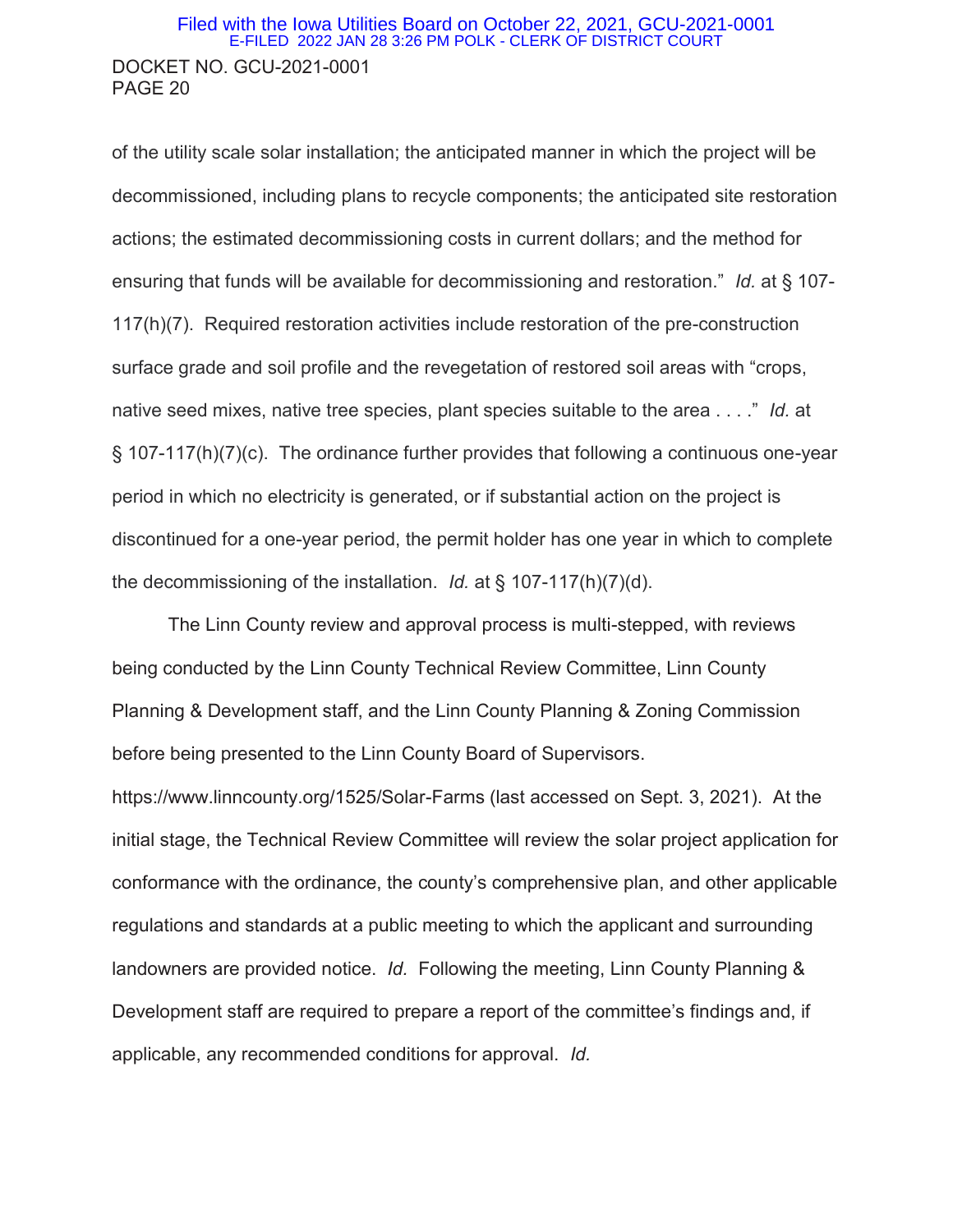of the utility scale solar installation; the anticipated manner in which the project will be decommissioned, including plans to recycle components; the anticipated site restoration actions; the estimated decommissioning costs in current dollars; and the method for ensuring that funds will be available for decommissioning and restoration." *Id.* at § 107-117(h)(7). Required restoration activities include restoration of the pre-construction surface grade and soil profile and the revegetation of restored soil areas with "crops, native seed mixes, native tree species, plant species suitable to the area . . . ." *Id.* at § 107-117(h)(7)(c). The ordinance further provides that following a continuous one-year period in which no electricity is generated, or if substantial action on the project is discontinued for a one-year period, the permit holder has one year in which to complete the decommissioning of the installation. *Id.* at § 107-117(h)(7)(d).

The Linn County review and approval process is multi-stepped, with reviews being conducted by the Linn County Technical Review Committee, Linn County Planning & Development staff, and the Linn County Planning & Zoning Commission before being presented to the Linn County Board of Supervisors. https://www.linncounty.org/1525/Solar-Farms (last accessed on Sept. 3, 2021). At the initial stage, the Technical Review Committee will review the solar project application for conformance with the ordinance, the county's comprehensive plan, and other applicable regulations and standards at a public meeting to which the applicant and surrounding landowners are provided notice. *Id.* Following the meeting, Linn County Planning & Development staff are required to prepare a report of the committee's findings and, if applicable, any recommended conditions for approval. *Id.*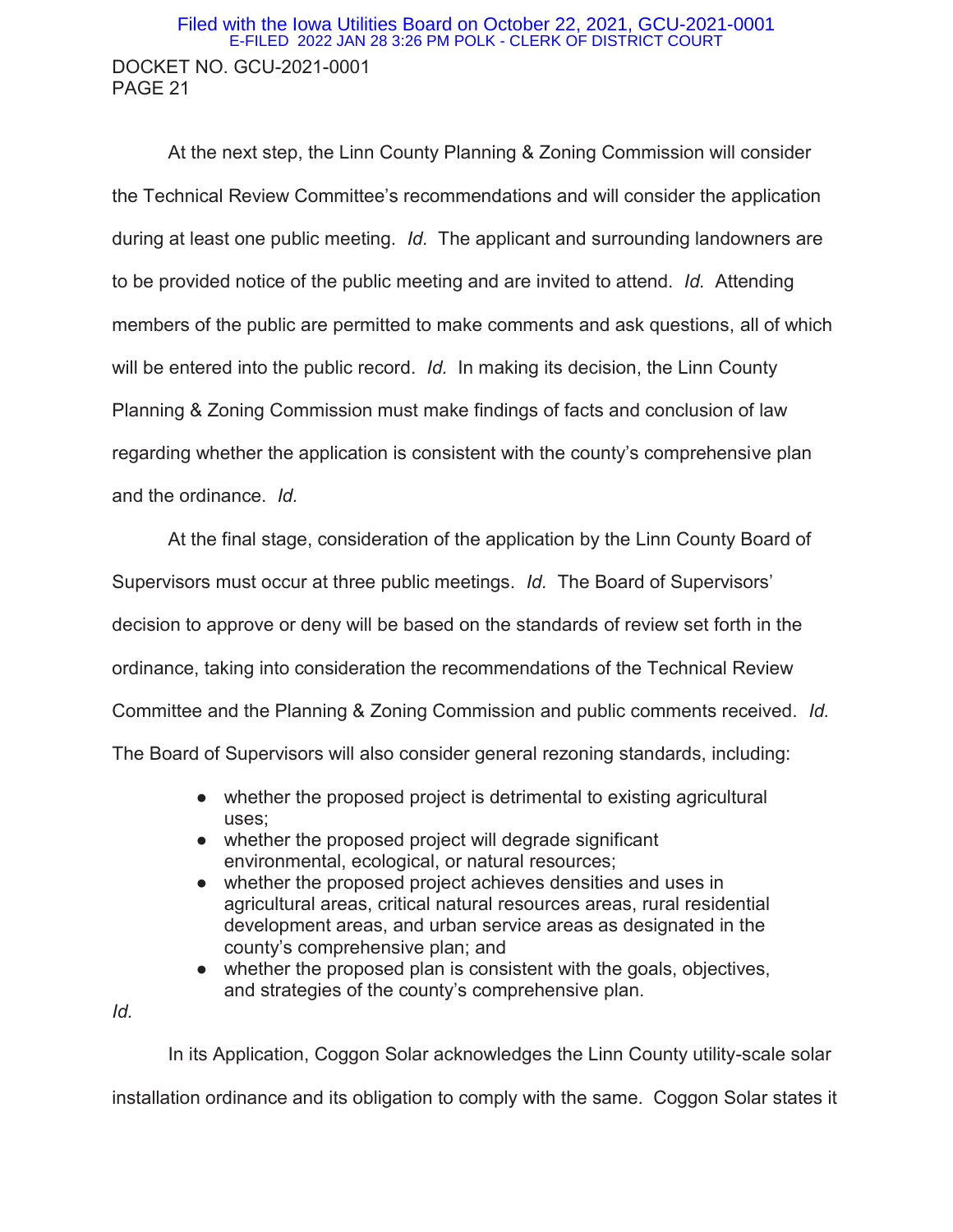At the next step, the Linn County Planning & Zoning Commission will consider the Technical Review Committee's recommendations and will consider the application during at least one public meeting. *Id.* The applicant and surrounding landowners are to be provided notice of the public meeting and are invited to attend. *Id.* Attending members of the public are permitted to make comments and ask questions, all of which will be entered into the public record. *Id.* In making its decision, the Linn County Planning & Zoning Commission must make findings of facts and conclusion of law regarding whether the application is consistent with the county's comprehensive plan and the ordinance. *Id.*

At the final stage, consideration of the application by the Linn County Board of Supervisors must occur at three public meetings. *Id.* The Board of Supervisors' decision to approve or deny will be based on the standards of review set forth in the ordinance, taking into consideration the recommendations of the Technical Review Committee and the Planning & Zoning Commission and public comments received. *Id.* The Board of Supervisors will also consider general rezoning standards, including:

- whether the proposed project is detrimental to existing agricultural uses;
- whether the proposed project will degrade significant environmental, ecological, or natural resources;
- whether the proposed project achieves densities and uses in agricultural areas, critical natural resources areas, rural residential development areas, and urban service areas as designated in the county's comprehensive plan; and
- whether the proposed plan is consistent with the goals, objectives, and strategies of the county's comprehensive plan.

*Id.*

In its Application, Coggon Solar acknowledges the Linn County utility-scale solar installation ordinance and its obligation to comply with the same. Coggon Solar states it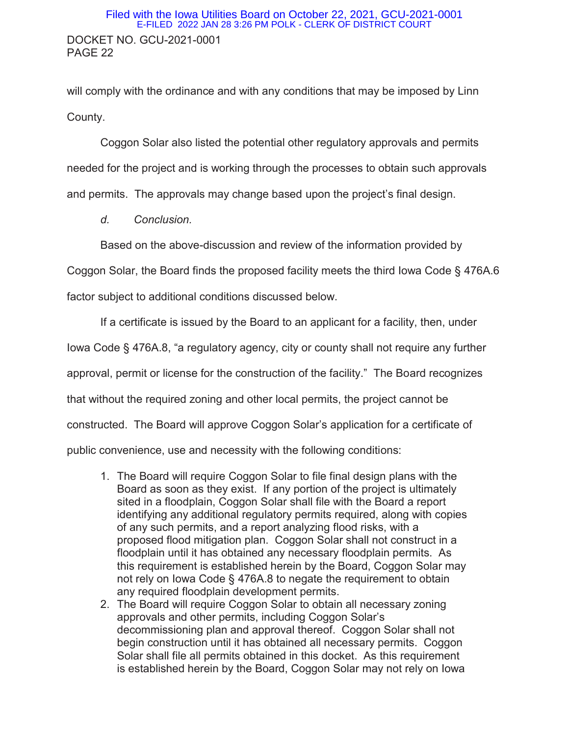will comply with the ordinance and with any conditions that may be imposed by Linn County.

Coggon Solar also listed the potential other regulatory approvals and permits needed for the project and is working through the processes to obtain such approvals and permits. The approvals may change based upon the project's final design.

*d. Conclusion.*

Based on the above-discussion and review of the information provided by Coggon Solar, the Board finds the proposed facility meets the third Iowa Code § 476A.6 factor subject to additional conditions discussed below.

If a certificate is issued by the Board to an applicant for a facility, then, under Iowa Code § 476A.8, "a regulatory agency, city or county shall not require any further approval, permit or license for the construction of the facility." The Board recognizes that without the required zoning and other local permits, the project cannot be constructed. The Board will approve Coggon Solar's application for a certificate of public convenience, use and necessity with the following conditions:

1. The Board will require Coggon Solar to file final design plans with the Board as soon as they exist. If any portion of the project is ultimately sited in a floodplain, Coggon Solar shall file with the Board a report identifying any additional regulatory permits required, along with copies of any such permits, and a report analyzing flood risks, with a proposed flood mitigation plan. Coggon Solar shall not construct in a floodplain until it has obtained any necessary floodplain permits. As this requirement is established herein by the Board, Coggon Solar may not rely on Iowa Code § 476A.8 to negate the requirement to obtain any required floodplain development permits.
2. The Board will require Coggon Solar to obtain all necessary zoning approvals and other permits, including Coggon Solar's decommissioning plan and approval thereof. Coggon Solar shall not begin construction until it has obtained all necessary permits. Coggon Solar shall file all permits obtained in this docket. As this requirement is established herein by the Board, Coggon Solar may not rely on Iowa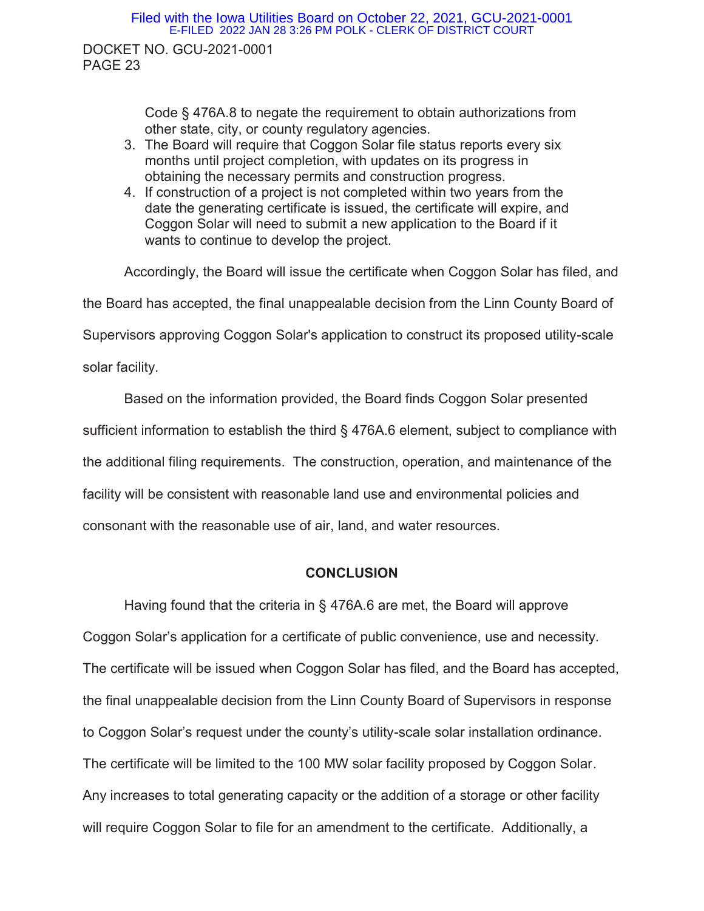Code § 476A.8 to negate the requirement to obtain authorizations from other state, city, or county regulatory agencies.

3. The Board will require that Coggon Solar file status reports every six months until project completion, with updates on its progress in obtaining the necessary permits and construction progress.
4. If construction of a project is not completed within two years from the date the generating certificate is issued, the certificate will expire, and Coggon Solar will need to submit a new application to the Board if it wants to continue to develop the project.

Accordingly, the Board will issue the certificate when Coggon Solar has filed, and the Board has accepted, the final unappealable decision from the Linn County Board of Supervisors approving Coggon Solar's application to construct its proposed utility-scale solar facility.

Based on the information provided, the Board finds Coggon Solar presented sufficient information to establish the third § 476A.6 element, subject to compliance with the additional filing requirements. The construction, operation, and maintenance of the facility will be consistent with reasonable land use and environmental policies and consonant with the reasonable use of air, land, and water resources.

## CONCLUSION

Having found that the criteria in § 476A.6 are met, the Board will approve Coggon Solar's application for a certificate of public convenience, use and necessity. The certificate will be issued when Coggon Solar has filed, and the Board has accepted, the final unappealable decision from the Linn County Board of Supervisors in response to Coggon Solar's request under the county's utility-scale solar installation ordinance. The certificate will be limited to the 100 MW solar facility proposed by Coggon Solar. Any increases to total generating capacity or the addition of a storage or other facility will require Coggon Solar to file for an amendment to the certificate. Additionally, a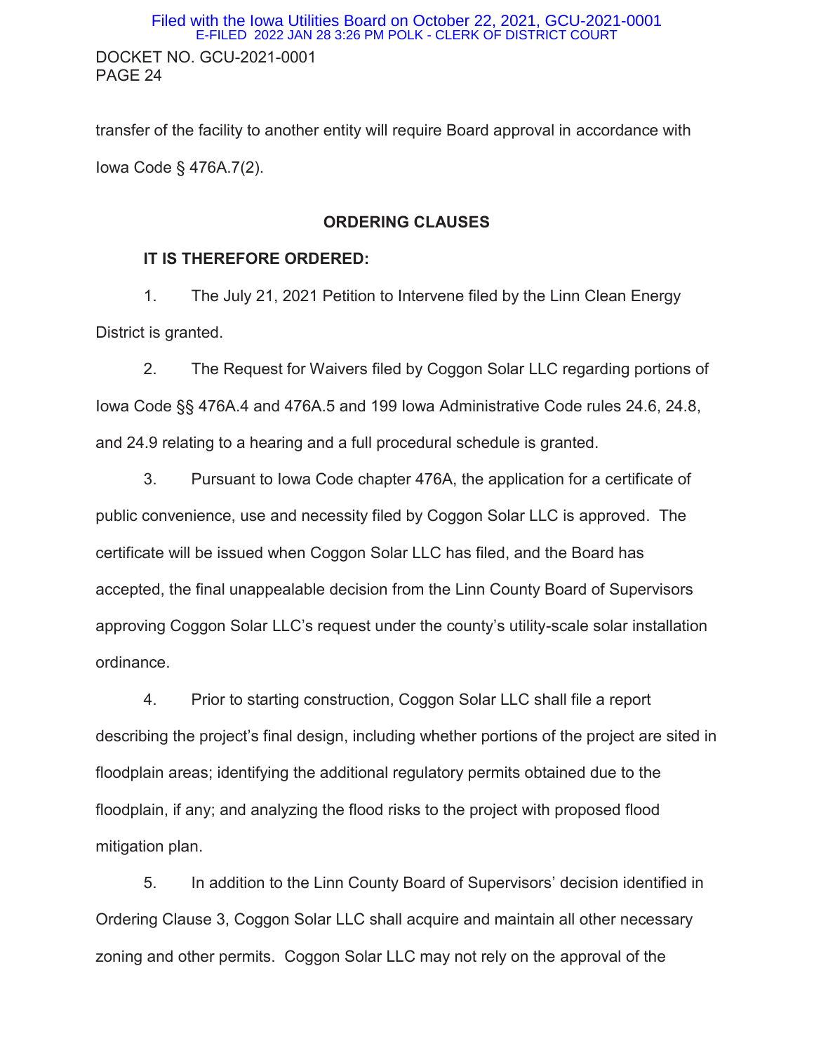transfer of the facility to another entity will require Board approval in accordance with Iowa Code § 476A.7(2).

## ORDERING CLAUSES

**IT IS THEREFORE ORDERED:**

1. The July 21, 2021 Petition to Intervene filed by the Linn Clean Energy District is granted.

2. The Request for Waivers filed by Coggon Solar LLC regarding portions of Iowa Code §§ 476A.4 and 476A.5 and 199 Iowa Administrative Code rules 24.6, 24.8, and 24.9 relating to a hearing and a full procedural schedule is granted.

3. Pursuant to Iowa Code chapter 476A, the application for a certificate of public convenience, use and necessity filed by Coggon Solar LLC is approved. The certificate will be issued when Coggon Solar LLC has filed, and the Board has accepted, the final unappealable decision from the Linn County Board of Supervisors approving Coggon Solar LLC's request under the county's utility-scale solar installation ordinance.

4. Prior to starting construction, Coggon Solar LLC shall file a report describing the project's final design, including whether portions of the project are sited in floodplain areas; identifying the additional regulatory permits obtained due to the floodplain, if any; and analyzing the flood risks to the project with proposed flood mitigation plan.

5. In addition to the Linn County Board of Supervisors' decision identified in Ordering Clause 3, Coggon Solar LLC shall acquire and maintain all other necessary zoning and other permits. Coggon Solar LLC may not rely on the approval of the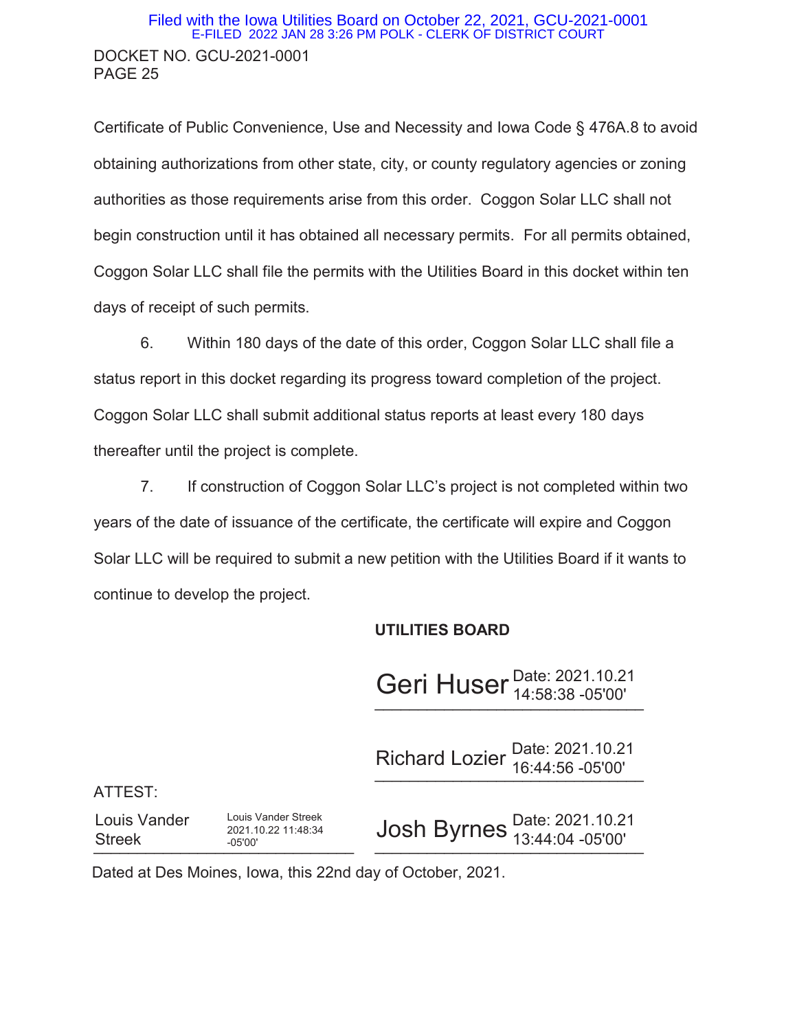Certificate of Public Convenience, Use and Necessity and Iowa Code § 476A.8 to avoid obtaining authorizations from other state, city, or county regulatory agencies or zoning authorities as those requirements arise from this order. Coggon Solar LLC shall not begin construction until it has obtained all necessary permits. For all permits obtained, Coggon Solar LLC shall file the permits with the Utilities Board in this docket within ten days of receipt of such permits.

6. Within 180 days of the date of this order, Coggon Solar LLC shall file a status report in this docket regarding its progress toward completion of the project. Coggon Solar LLC shall submit additional status reports at least every 180 days thereafter until the project is complete.

7. If construction of Coggon Solar LLC's project is not completed within two years of the date of issuance of the certificate, the certificate will expire and Coggon Solar LLC will be required to submit a new petition with the Utilities Board if it wants to continue to develop the project.

**UTILITIES BOARD**

Geri Huser Date: 2021.10.21 14:58:38 -05'00'

Richard Lozier Date: 2021.10.21 16:44:56 -05'00'

Josh Byrnes Date: 2021.10.21 13:44:04 -05'00'

ATTEST:

Louis Vander Streek Louis Vander Streek 2021.10.22 11:48:34 -05'00'

Dated at Des Moines, Iowa, this 22nd day of October, 2021.